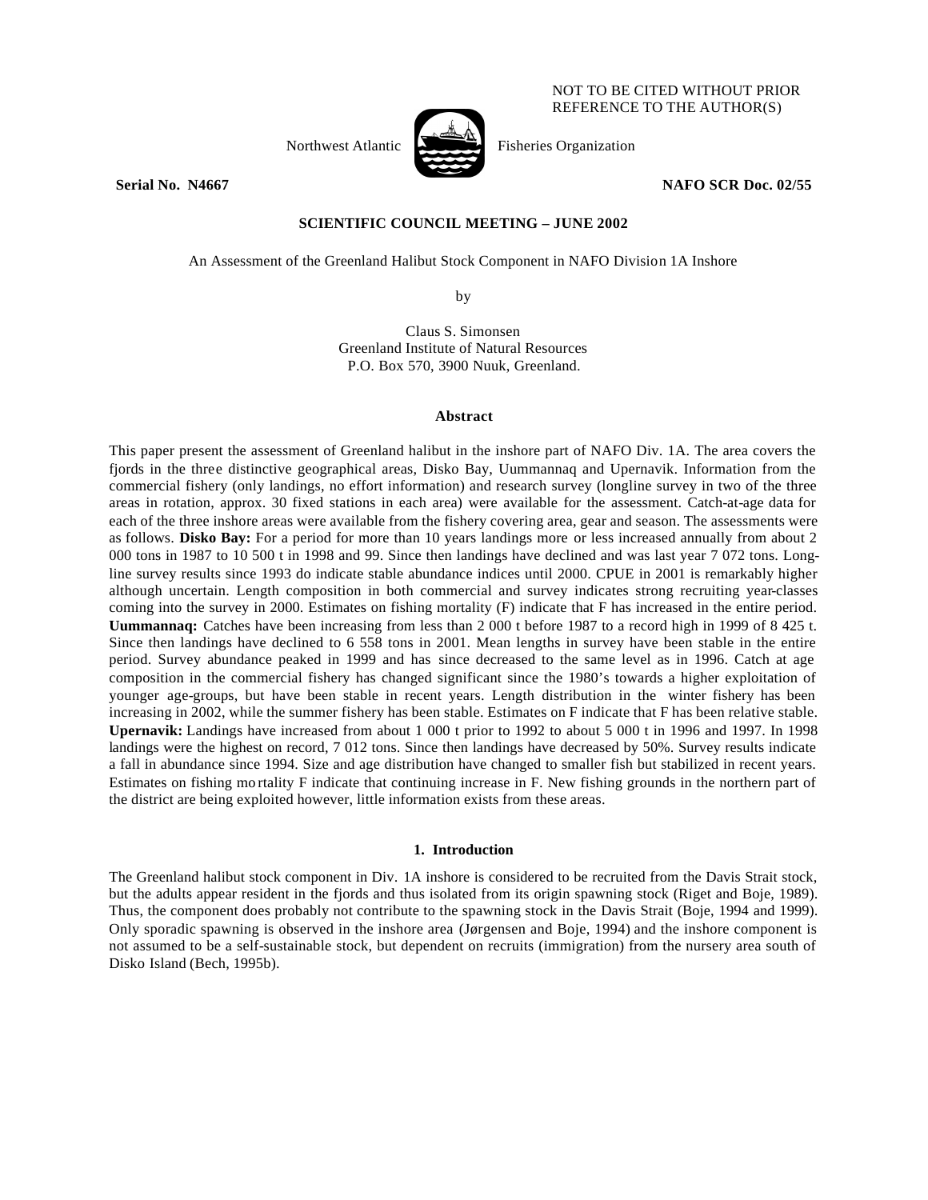NOT TO BE CITED WITHOUT PRIOR REFERENCE TO THE AUTHOR(S)

Northwest Atlantic Fisheries Organization

**Serial No. N4667** **NAFO SCR Doc. 02/55**

**SCIENTIFIC COUNCIL MEETING – JUNE 2002**

An Assessment of the Greenland Halibut Stock Component in NAFO Division 1A Inshore

by

Claus S. Simonsen
Greenland Institute of Natural Resources
P.O. Box 570, 3900 Nuuk, Greenland.

### Abstract

This paper present the assessment of Greenland halibut in the inshore part of NAFO Div. 1A. The area covers the fjords in the three distinctive geographical areas, Disko Bay, Uummannaq and Upernavik. Information from the commercial fishery (only landings, no effort information) and research survey (longline survey in two of the three areas in rotation, approx. 30 fixed stations in each area) were available for the assessment. Catch-at-age data for each of the three inshore areas were available from the fishery covering area, gear and season. The assessments were as follows. **Disko Bay:** For a period for more than 10 years landings more or less increased annually from about 2 000 tons in 1987 to 10 500 t in 1998 and 99. Since then landings have declined and was last year 7 072 tons. Long-line survey results since 1993 do indicate stable abundance indices until 2000. CPUE in 2001 is remarkably higher although uncertain. Length composition in both commercial and survey indicates strong recruiting year-classes coming into the survey in 2000. Estimates on fishing mortality (F) indicate that F has increased in the entire period. **Uummannaq:** Catches have been increasing from less than 2 000 t before 1987 to a record high in 1999 of 8 425 t. Since then landings have declined to 6 558 tons in 2001. Mean lengths in survey have been stable in the entire period. Survey abundance peaked in 1999 and has since decreased to the same level as in 1996. Catch at age composition in the commercial fishery has changed significant since the 1980's towards a higher exploitation of younger age-groups, but have been stable in recent years. Length distribution in the winter fishery has been increasing in 2002, while the summer fishery has been stable. Estimates on F indicate that F has been relative stable. **Upernavik:** Landings have increased from about 1 000 t prior to 1992 to about 5 000 t in 1996 and 1997. In 1998 landings were the highest on record, 7 012 tons. Since then landings have decreased by 50%. Survey results indicate a fall in abundance since 1994. Size and age distribution have changed to smaller fish but stabilized in recent years. Estimates on fishing mortality F indicate that continuing increase in F. New fishing grounds in the northern part of the district are being exploited however, little information exists from these areas.

### 1. Introduction

The Greenland halibut stock component in Div. 1A inshore is considered to be recruited from the Davis Strait stock, but the adults appear resident in the fjords and thus isolated from its origin spawning stock (Riget and Boje, 1989). Thus, the component does probably not contribute to the spawning stock in the Davis Strait (Boje, 1994 and 1999). Only sporadic spawning is observed in the inshore area (Jørgensen and Boje, 1994) and the inshore component is not assumed to be a self-sustainable stock, but dependent on recruits (immigration) from the nursery area south of Disko Island (Bech, 1995b).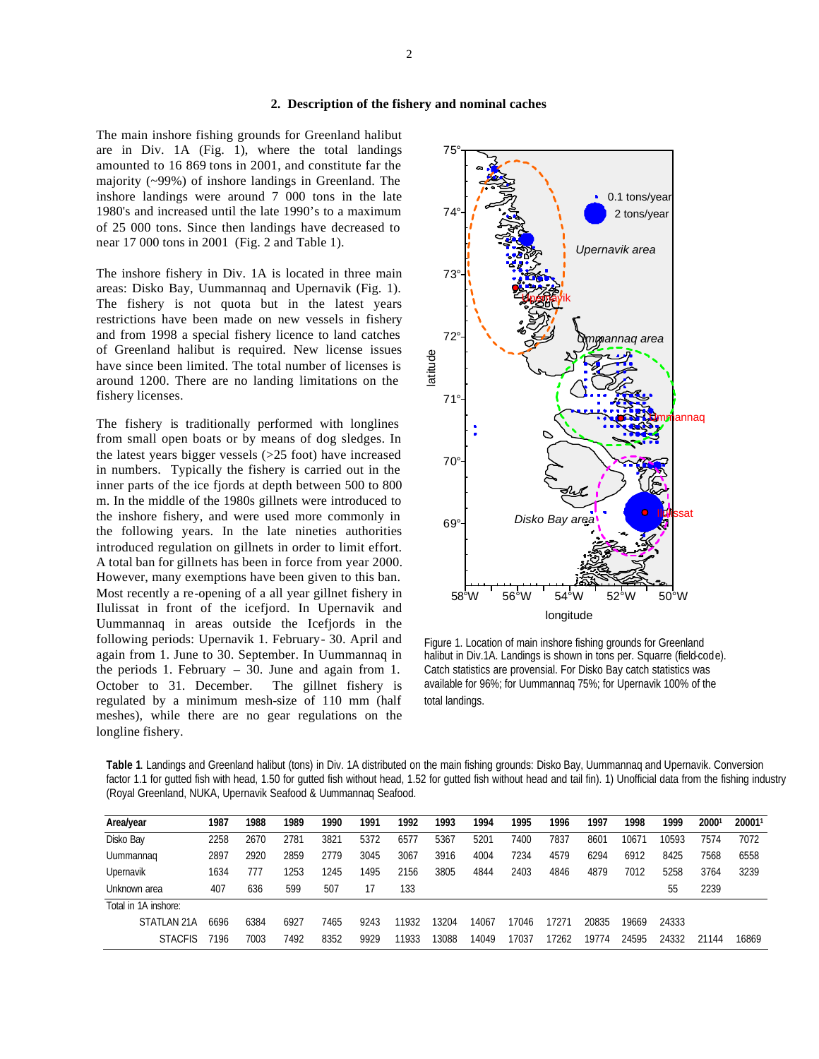## 2. Description of the fishery and nominal caches

The main inshore fishing grounds for Greenland halibut are in Div. 1A (Fig. 1), where the total landings amounted to 16 869 tons in 2001, and constitute far the majority (~99%) of inshore landings in Greenland. The inshore landings were around 7 000 tons in the late 1980's and increased until the late 1990's to a maximum of 25 000 tons. Since then landings have decreased to near 17 000 tons in 2001 (Fig. 2 and Table 1).

The inshore fishery in Div. 1A is located in three main areas: Disko Bay, Uummannaq and Upernavik (Fig. 1). The fishery is not quota but in the latest years restrictions have been made on new vessels in fishery and from 1998 a special fishery licence to land catches of Greenland halibut is required. New license issues have since been limited. The total number of licenses is around 1200. There are no landing limitations on the fishery licenses.

The fishery is traditionally performed with longlines from small open boats or by means of dog sledges. In the latest years bigger vessels (>25 foot) have increased in numbers. Typically the fishery is carried out in the inner parts of the ice fjords at depth between 500 to 800 m. In the middle of the 1980s gillnets were introduced to the inshore fishery, and were used more commonly in the following years. In the late nineties authorities introduced regulation on gillnets in order to limit effort. A total ban for gillnets has been in force from year 2000. However, many exemptions have been given to this ban. Most recently a re-opening of a all year gillnet fishery in Ilulissat in front of the icefjord. In Upernavik and Uummannaq in areas outside the Icefjords in the following periods: Upernavik 1. February- 30. April and again from 1. June to 30. September. In Uummannaq in the periods 1. February – 30. June and again from 1. October to 31. December. The gillnet fishery is regulated by a minimum mesh-size of 110 mm (half meshes), while there are no gear regulations on the longline fishery.

Figure 1. Location of main inshore fishing grounds for Greenland halibut in Div.1A. Landings is shown in tons per. Squarre (field-code). Catch statistics are provensial. For Disko Bay catch statistics was available for 96%; for Uummannaq 75%; for Upernavik 100% of the total landings.

**Table 1**. Landings and Greenland halibut (tons) in Div. 1A distributed on the main fishing grounds: Disko Bay, Uummannaq and Upernavik. Conversion factor 1.1 for gutted fish with head, 1.50 for gutted fish without head, 1.52 for gutted fish without head and tail fin). 1) Unofficial data from the fishing industry (Royal Greenland, NUKA, Upernavik Seafood & Uummannaq Seafood.

| Area/year | 1987 | 1988 | 1989 | 1990 | 1991 | 1992 | 1993 | 1994 | 1995 | 1996 | 1997 | 1998 | 1999 | 2000[1] | 2001[1] |
|---|---|---|---|---|---|---|---|---|---|---|---|---|---|---|---|
| Disko Bay | 2258 | 2670 | 2781 | 3821 | 5372 | 6577 | 5367 | 5201 | 7400 | 7837 | 8601 | 10671 | 10593 | 7574 | 7072 |
| Uummannaq | 2897 | 2920 | 2859 | 2779 | 3045 | 3067 | 3916 | 4004 | 7234 | 4579 | 6294 | 6912 | 8425 | 7568 | 6558 |
| Upernavik | 1634 | 777 | 1253 | 1245 | 1495 | 2156 | 3805 | 4844 | 2403 | 4846 | 4879 | 7012 | 5258 | 3764 | 3239 |
| Unknown area | 407 | 636 | 599 | 507 | 17 | 133 | | | | | | | 55 | 2239 | |
| Total in 1A inshore: | | | | | | | | | | | | | | | |
| STATLAN 21A | 6696 | 6384 | 6927 | 7465 | 9243 | 11932 | 13204 | 14067 | 17046 | 17271 | 20835 | 19669 | 24333 | | |
| STACFIS | 7196 | 7003 | 7492 | 8352 | 9929 | 11933 | 13088 | 14049 | 17037 | 17262 | 19774 | 24595 | 24332 | 21144 | 16869 |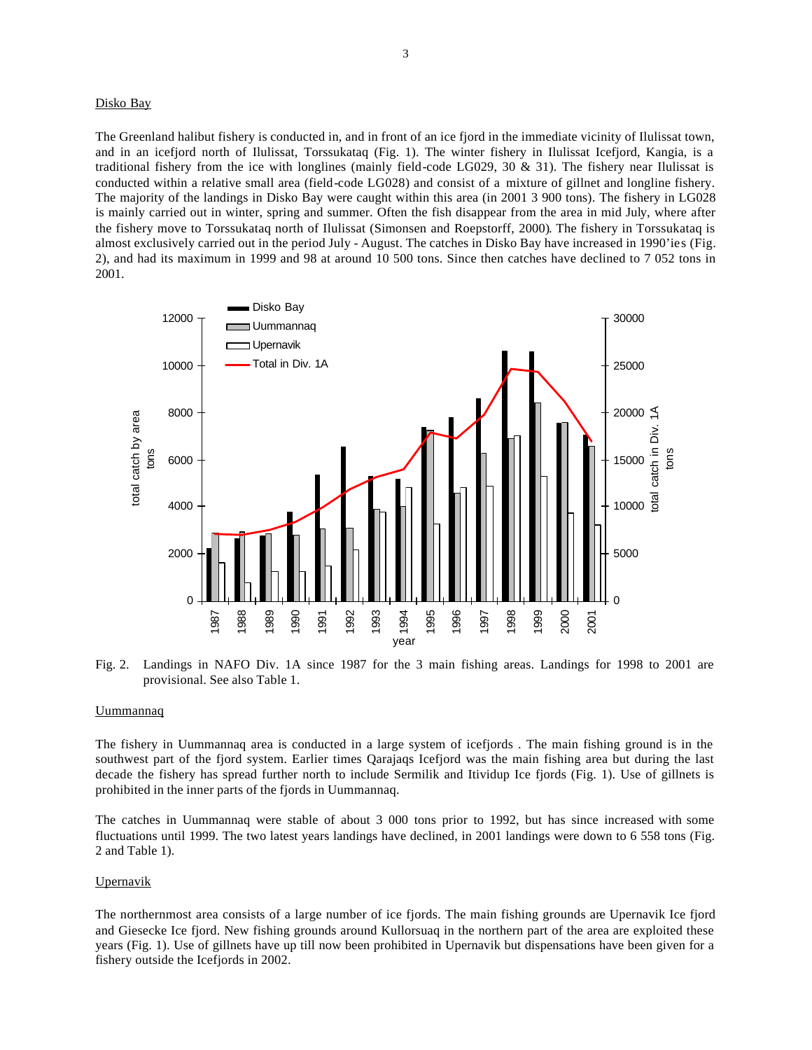Disko Bay

The Greenland halibut fishery is conducted in, and in front of an ice fjord in the immediate vicinity of Ilulissat town, and in an icefjord north of Ilulissat, Torssukataq (Fig. 1). The winter fishery in Ilulissat Icefjord, Kangia, is a traditional fishery from the ice with longlines (mainly field-code LG029, 30 & 31). The fishery near Ilulissat is conducted within a relative small area (field-code LG028) and consist of a mixture of gillnet and longline fishery. The majority of the landings in Disko Bay were caught within this area (in 2001 3 900 tons). The fishery in LG028 is mainly carried out in winter, spring and summer. Often the fish disappear from the area in mid July, where after the fishery move to Torssukataq north of Ilulissat (Simonsen and Roepstorff, 2000). The fishery in Torssukataq is almost exclusively carried out in the period July - August. The catches in Disko Bay have increased in 1990'ies (Fig. 2), and had its maximum in 1999 and 98 at around 10 500 tons. Since then catches have declined to 7 052 tons in 2001.

Fig. 2. Landings in NAFO Div. 1A since 1987 for the 3 main fishing areas. Landings for 1998 to 2001 are provisional. See also Table 1.

Uummannaq

The fishery in Uummannaq area is conducted in a large system of icefjords . The main fishing ground is in the southwest part of the fjord system. Earlier times Qarajaqs Icefjord was the main fishing area but during the last decade the fishery has spread further north to include Sermilik and Itividup Ice fjords (Fig. 1). Use of gillnets is prohibited in the inner parts of the fjords in Uummannaq.

The catches in Uummannaq were stable of about 3 000 tons prior to 1992, but has since increased with some fluctuations until 1999. The two latest years landings have declined, in 2001 landings were down to 6 558 tons (Fig. 2 and Table 1).

Upernavik

The northernmost area consists of a large number of ice fjords. The main fishing grounds are Upernavik Ice fjord and Giesecke Ice fjord. New fishing grounds around Kullorsuaq in the northern part of the area are exploited these years (Fig. 1). Use of gillnets have up till now been prohibited in Upernavik but dispensations have been given for a fishery outside the Icefjords in 2002.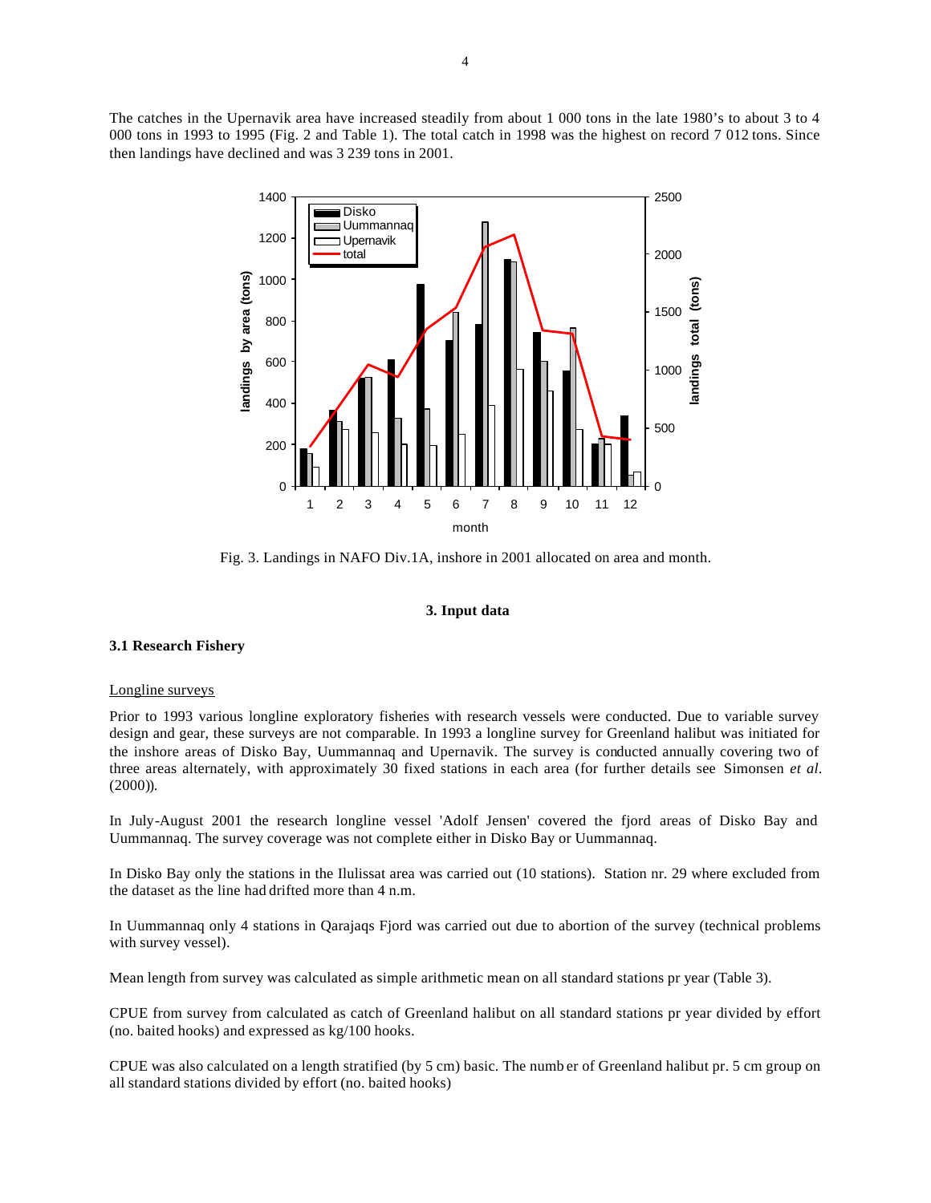The catches in the Upernavik area have increased steadily from about 1 000 tons in the late 1980's to about 3 to 4 000 tons in 1993 to 1995 (Fig. 2 and Table 1). The total catch in 1998 was the highest on record 7 012 tons. Since then landings have declined and was 3 239 tons in 2001.

Fig. 3. Landings in NAFO Div.1A, inshore in 2001 allocated on area and month.

## 3. Input data

### 3.1 Research Fishery

Longline surveys

Prior to 1993 various longline exploratory fisheries with research vessels were conducted. Due to variable survey design and gear, these surveys are not comparable. In 1993 a longline survey for Greenland halibut was initiated for the inshore areas of Disko Bay, Uummannaq and Upernavik. The survey is conducted annually covering two of three areas alternately, with approximately 30 fixed stations in each area (for further details see Simonsen *et al.* (2000)).

In July-August 2001 the research longline vessel 'Adolf Jensen' covered the fjord areas of Disko Bay and Uummannaq. The survey coverage was not complete either in Disko Bay or Uummannaq.

In Disko Bay only the stations in the Ilulissat area was carried out (10 stations). Station nr. 29 where excluded from the dataset as the line had drifted more than 4 n.m.

In Uummannaq only 4 stations in Qarajaqs Fjord was carried out due to abortion of the survey (technical problems with survey vessel).

Mean length from survey was calculated as simple arithmetic mean on all standard stations pr year (Table 3).

CPUE from survey from calculated as catch of Greenland halibut on all standard stations pr year divided by effort (no. baited hooks) and expressed as kg/100 hooks.

CPUE was also calculated on a length stratified (by 5 cm) basic. The number of Greenland halibut pr. 5 cm group on all standard stations divided by effort (no. baited hooks)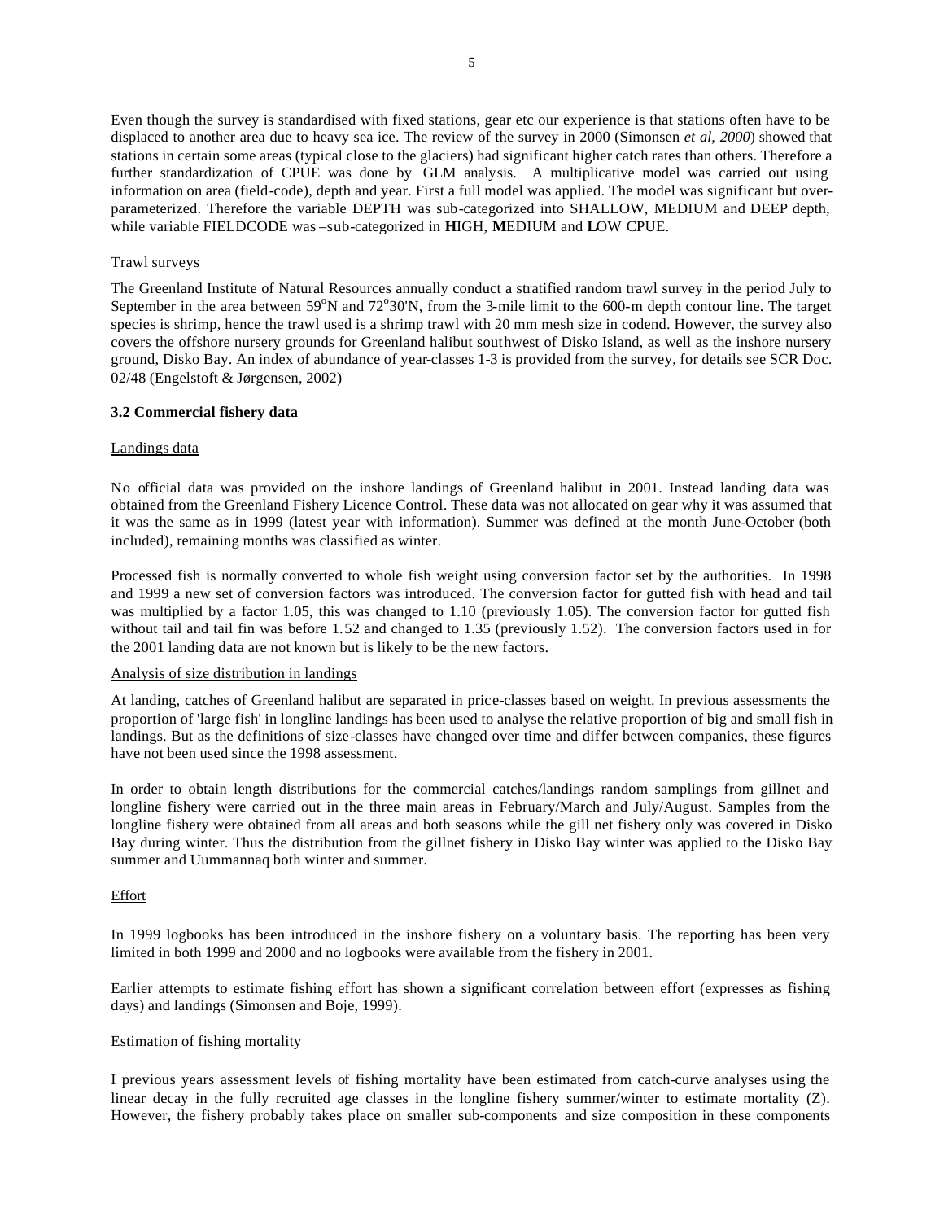Even though the survey is standardised with fixed stations, gear etc our experience is that stations often have to be displaced to another area due to heavy sea ice. The review of the survey in 2000 (Simonsen *et al, 2000*) showed that stations in certain some areas (typical close to the glaciers) had significant higher catch rates than others. Therefore a further standardization of CPUE was done by GLM analysis. A multiplicative model was carried out using information on area (field-code), depth and year. First a full model was applied. The model was significant but over-parameterized. Therefore the variable DEPTH was sub-categorized into SHALLOW, MEDIUM and DEEP depth, while variable FIELDCODE was –sub-categorized in **H**IGH, **M**EDIUM and **L**OW CPUE.

Trawl surveys

The Greenland Institute of Natural Resources annually conduct a stratified random trawl survey in the period July to September in the area between 59°N and 72°30'N, from the 3-mile limit to the 600-m depth contour line. The target species is shrimp, hence the trawl used is a shrimp trawl with 20 mm mesh size in codend. However, the survey also covers the offshore nursery grounds for Greenland halibut southwest of Disko Island, as well as the inshore nursery ground, Disko Bay. An index of abundance of year-classes 1-3 is provided from the survey, for details see SCR Doc. 02/48 (Engelstoft & Jørgensen, 2002)

### 3.2 Commercial fishery data

Landings data

No official data was provided on the inshore landings of Greenland halibut in 2001. Instead landing data was obtained from the Greenland Fishery Licence Control. These data was not allocated on gear why it was assumed that it was the same as in 1999 (latest year with information). Summer was defined at the month June-October (both included), remaining months was classified as winter.

Processed fish is normally converted to whole fish weight using conversion factor set by the authorities. In 1998 and 1999 a new set of conversion factors was introduced. The conversion factor for gutted fish with head and tail was multiplied by a factor 1.05, this was changed to 1.10 (previously 1.05). The conversion factor for gutted fish without tail and tail fin was before 1.52 and changed to 1.35 (previously 1.52). The conversion factors used in for the 2001 landing data are not known but is likely to be the new factors.

Analysis of size distribution in landings

At landing, catches of Greenland halibut are separated in price-classes based on weight. In previous assessments the proportion of 'large fish' in longline landings has been used to analyse the relative proportion of big and small fish in landings. But as the definitions of size-classes have changed over time and differ between companies, these figures have not been used since the 1998 assessment.

In order to obtain length distributions for the commercial catches/landings random samplings from gillnet and longline fishery were carried out in the three main areas in February/March and July/August. Samples from the longline fishery were obtained from all areas and both seasons while the gill net fishery only was covered in Disko Bay during winter. Thus the distribution from the gillnet fishery in Disko Bay winter was applied to the Disko Bay summer and Uummannaq both winter and summer.

Effort

In 1999 logbooks has been introduced in the inshore fishery on a voluntary basis. The reporting has been very limited in both 1999 and 2000 and no logbooks were available from the fishery in 2001.

Earlier attempts to estimate fishing effort has shown a significant correlation between effort (expresses as fishing days) and landings (Simonsen and Boje, 1999).

Estimation of fishing mortality

I previous years assessment levels of fishing mortality have been estimated from catch-curve analyses using the linear decay in the fully recruited age classes in the longline fishery summer/winter to estimate mortality (Z). However, the fishery probably takes place on smaller sub-components and size composition in these components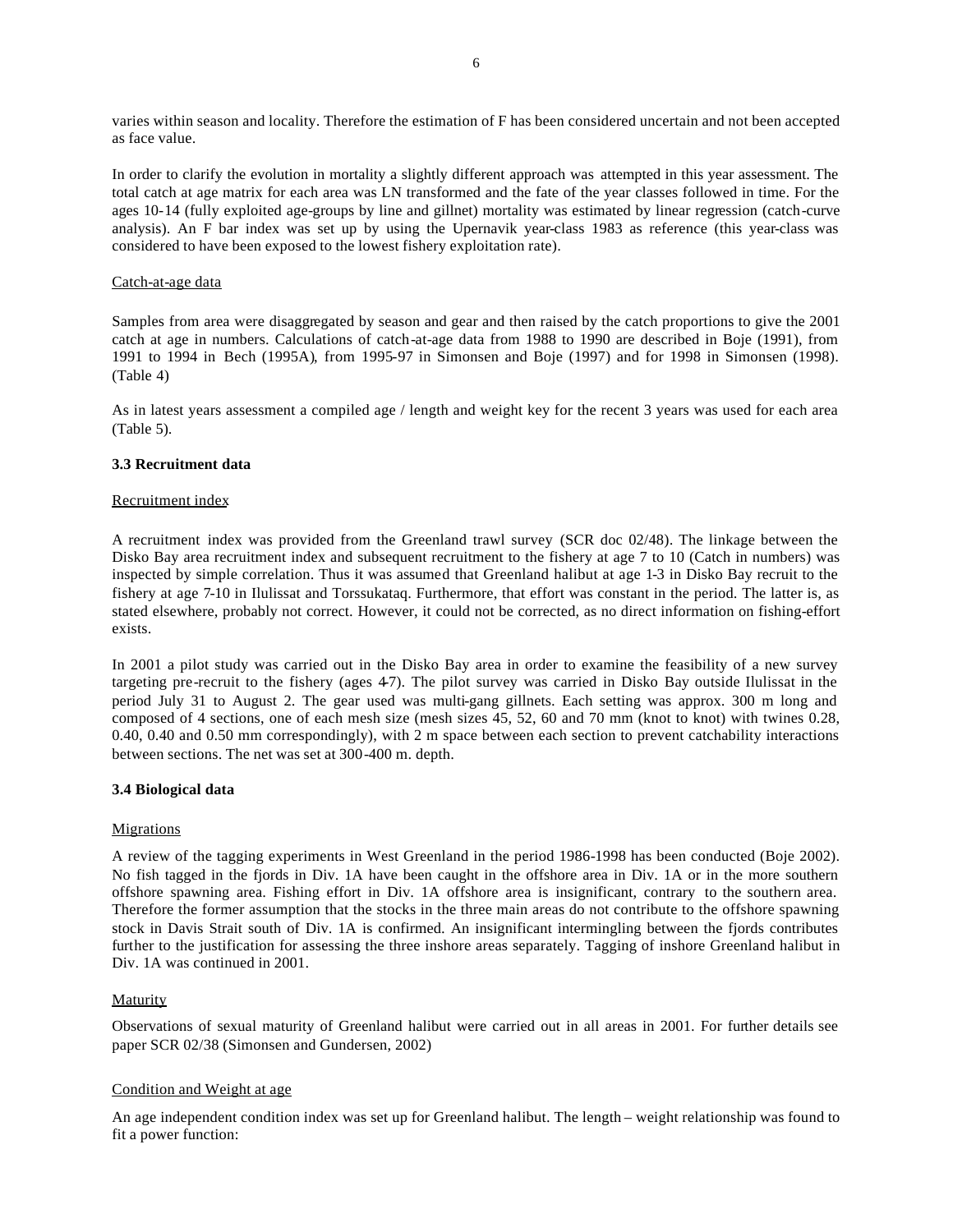varies within season and locality. Therefore the estimation of F has been considered uncertain and not been accepted as face value.

In order to clarify the evolution in mortality a slightly different approach was attempted in this year assessment. The total catch at age matrix for each area was LN transformed and the fate of the year classes followed in time. For the ages 10-14 (fully exploited age-groups by line and gillnet) mortality was estimated by linear regression (catch-curve analysis). An F bar index was set up by using the Upernavik year-class 1983 as reference (this year-class was considered to have been exposed to the lowest fishery exploitation rate).

Catch-at-age data

Samples from area were disaggregated by season and gear and then raised by the catch proportions to give the 2001 catch at age in numbers. Calculations of catch-at-age data from 1988 to 1990 are described in Boje (1991), from 1991 to 1994 in Bech (1995A), from 1995-97 in Simonsen and Boje (1997) and for 1998 in Simonsen (1998). (Table 4)

As in latest years assessment a compiled age / length and weight key for the recent 3 years was used for each area (Table 5).

### 3.3 Recruitment data

Recruitment index

A recruitment index was provided from the Greenland trawl survey (SCR doc 02/48). The linkage between the Disko Bay area recruitment index and subsequent recruitment to the fishery at age 7 to 10 (Catch in numbers) was inspected by simple correlation. Thus it was assumed that Greenland halibut at age 1-3 in Disko Bay recruit to the fishery at age 7-10 in Ilulissat and Torssukataq. Furthermore, that effort was constant in the period. The latter is, as stated elsewhere, probably not correct. However, it could not be corrected, as no direct information on fishing-effort exists.

In 2001 a pilot study was carried out in the Disko Bay area in order to examine the feasibility of a new survey targeting pre-recruit to the fishery (ages 4-7). The pilot survey was carried in Disko Bay outside Ilulissat in the period July 31 to August 2. The gear used was multi-gang gillnets. Each setting was approx. 300 m long and composed of 4 sections, one of each mesh size (mesh sizes 45, 52, 60 and 70 mm (knot to knot) with twines 0.28, 0.40, 0.40 and 0.50 mm correspondingly), with 2 m space between each section to prevent catchability interactions between sections. The net was set at 300-400 m. depth.

### 3.4 Biological data

Migrations

A review of the tagging experiments in West Greenland in the period 1986-1998 has been conducted (Boje 2002). No fish tagged in the fjords in Div. 1A have been caught in the offshore area in Div. 1A or in the more southern offshore spawning area. Fishing effort in Div. 1A offshore area is insignificant, contrary to the southern area. Therefore the former assumption that the stocks in the three main areas do not contribute to the offshore spawning stock in Davis Strait south of Div. 1A is confirmed. An insignificant intermingling between the fjords contributes further to the justification for assessing the three inshore areas separately. Tagging of inshore Greenland halibut in Div. 1A was continued in 2001.

Maturity

Observations of sexual maturity of Greenland halibut were carried out in all areas in 2001. For further details see paper SCR 02/38 (Simonsen and Gundersen, 2002)

Condition and Weight at age

An age independent condition index was set up for Greenland halibut. The length – weight relationship was found to fit a power function: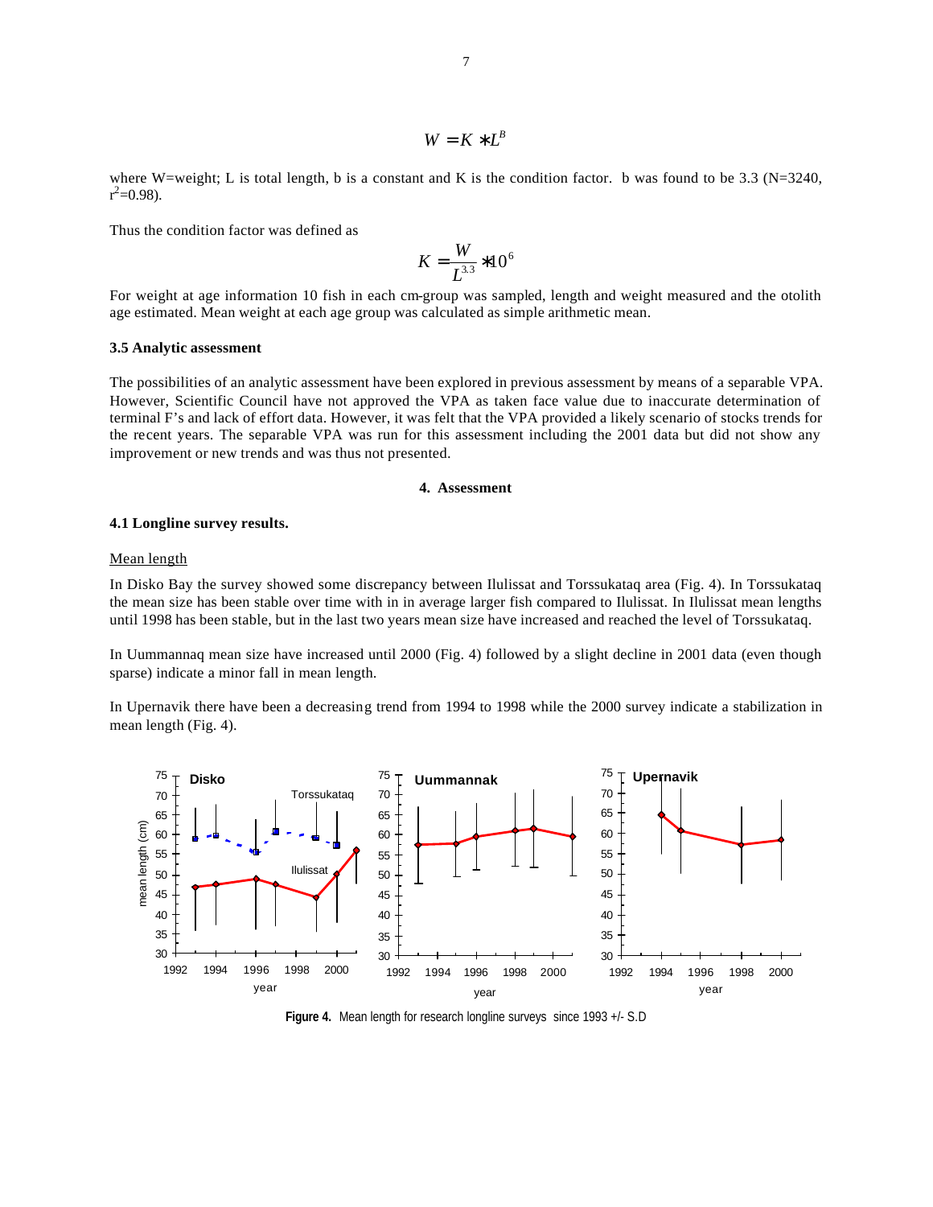$$W = K * L^B$$

where W=weight; L is total length, b is a constant and K is the condition factor. b was found to be 3.3 (N=3240, $r^2$=0.98).

Thus the condition factor was defined as

$$K = \frac{W}{L^{3.3}} * 10^6$$

For weight at age information 10 fish in each cm-group was sampled, length and weight measured and the otolith age estimated. Mean weight at each age group was calculated as simple arithmetic mean.

### 3.5 Analytic assessment

The possibilities of an analytic assessment have been explored in previous assessment by means of a separable VPA. However, Scientific Council have not approved the VPA as taken face value due to inaccurate determination of terminal F's and lack of effort data. However, it was felt that the VPA provided a likely scenario of stocks trends for the recent years. The separable VPA was run for this assessment including the 2001 data but did not show any improvement or new trends and was thus not presented.

## 4. Assessment

### 4.1 Longline survey results.

Mean length

In Disko Bay the survey showed some discrepancy between Ilulissat and Torssukataq area (Fig. 4). In Torssukataq the mean size has been stable over time with in in average larger fish compared to Ilulissat. In Ilulissat mean lengths until 1998 has been stable, but in the last two years mean size have increased and reached the level of Torssukataq.

In Uummannaq mean size have increased until 2000 (Fig. 4) followed by a slight decline in 2001 data (even though sparse) indicate a minor fall in mean length.

In Upernavik there have been a decreasing trend from 1994 to 1998 while the 2000 survey indicate a stabilization in mean length (Fig. 4).

**Figure 4.** Mean length for research longline surveys since 1993 +/- S.D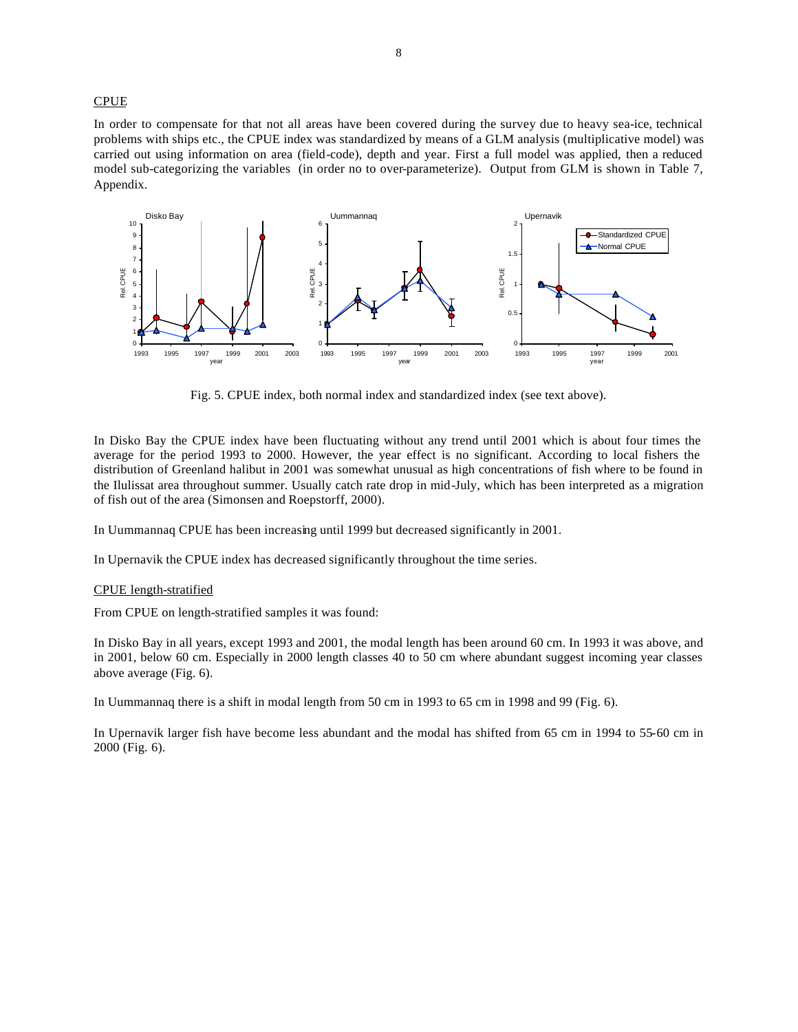## CPUE

In order to compensate for that not all areas have been covered during the survey due to heavy sea-ice, technical problems with ships etc., the CPUE index was standardized by means of a GLM analysis (multiplicative model) was carried out using information on area (field-code), depth and year. First a full model was applied, then a reduced model sub-categorizing the variables (in order no to over-parameterize). Output from GLM is shown in Table 7, Appendix.

Fig. 5. CPUE index, both normal index and standardized index (see text above).

In Disko Bay the CPUE index have been fluctuating without any trend until 2001 which is about four times the average for the period 1993 to 2000. However, the year effect is no significant. According to local fishers the distribution of Greenland halibut in 2001 was somewhat unusual as high concentrations of fish where to be found in the Ilulissat area throughout summer. Usually catch rate drop in mid-July, which has been interpreted as a migration of fish out of the area (Simonsen and Roepstorff, 2000).

In Uummannaq CPUE has been increasing until 1999 but decreased significantly in 2001.

In Upernavik the CPUE index has decreased significantly throughout the time series.

## CPUE length-stratified

From CPUE on length-stratified samples it was found:

In Disko Bay in all years, except 1993 and 2001, the modal length has been around 60 cm. In 1993 it was above, and in 2001, below 60 cm. Especially in 2000 length classes 40 to 50 cm where abundant suggest incoming year classes above average (Fig. 6).

In Uummannaq there is a shift in modal length from 50 cm in 1993 to 65 cm in 1998 and 99 (Fig. 6).

In Upernavik larger fish have become less abundant and the modal has shifted from 65 cm in 1994 to 55-60 cm in 2000 (Fig. 6).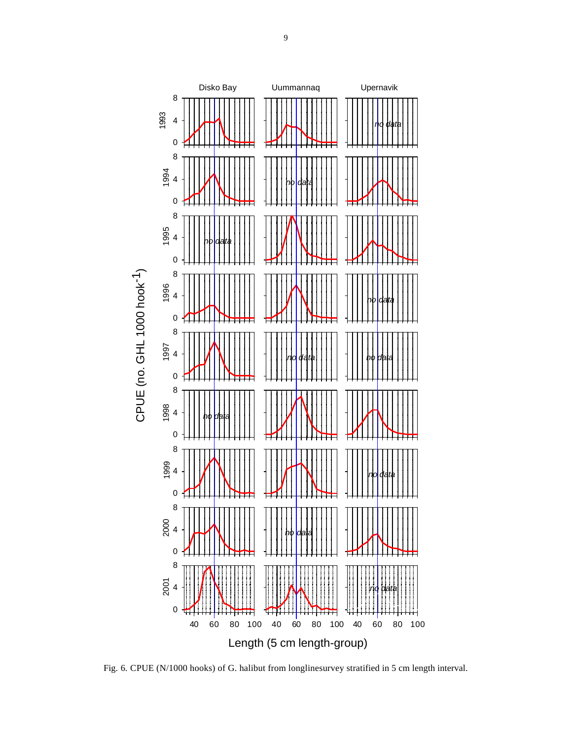Fig. 6. CPUE (N/1000 hooks) of G. halibut from longlinesurvey stratified in 5 cm length interval.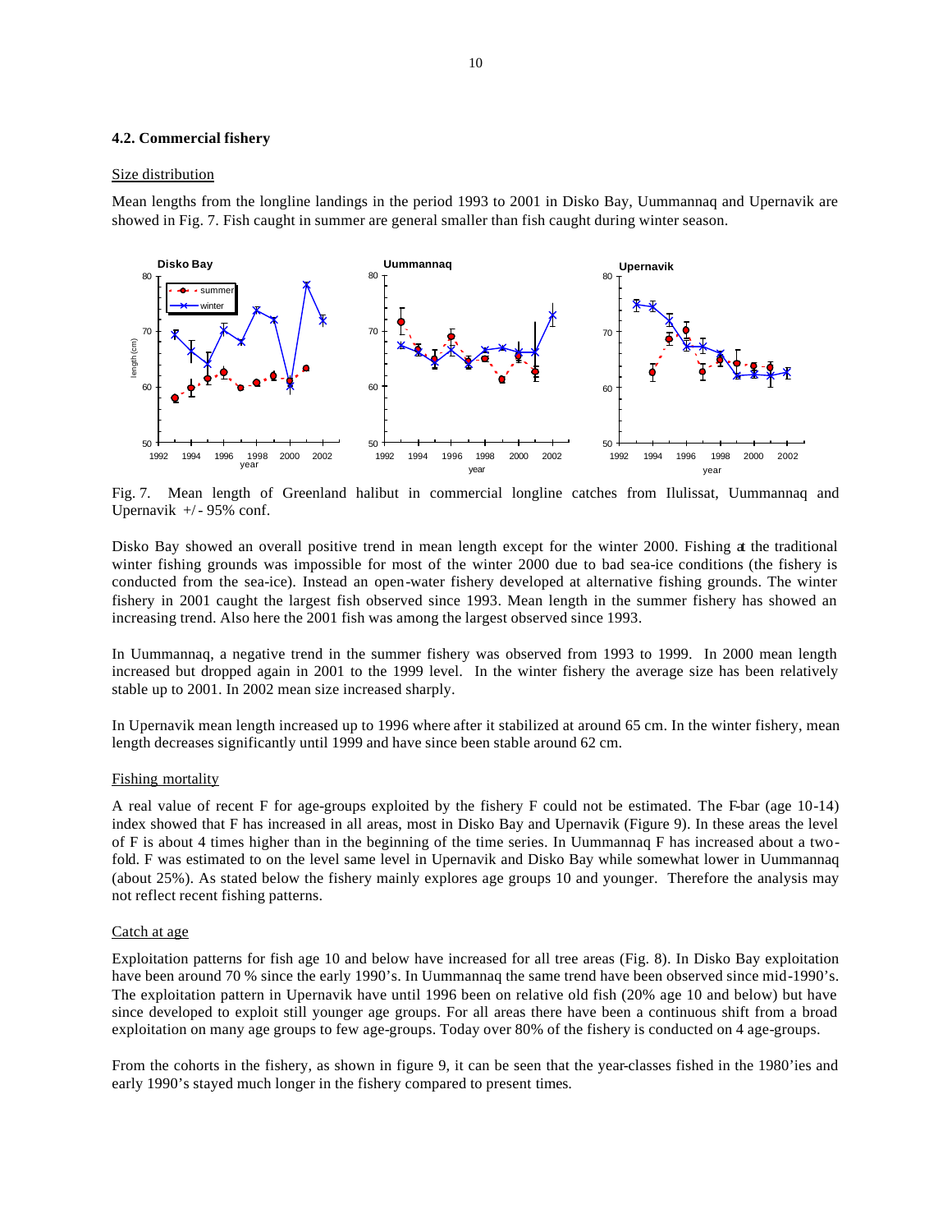### 4.2. Commercial fishery

Size distribution

Mean lengths from the longline landings in the period 1993 to 2001 in Disko Bay, Uummannaq and Upernavik are showed in Fig. 7. Fish caught in summer are general smaller than fish caught during winter season.

Fig. 7. Mean length of Greenland halibut in commercial longline catches from Ilulissat, Uummannaq and Upernavik +/- 95% conf.

Disko Bay showed an overall positive trend in mean length except for the winter 2000. Fishing at the traditional winter fishing grounds was impossible for most of the winter 2000 due to bad sea-ice conditions (the fishery is conducted from the sea-ice). Instead an open-water fishery developed at alternative fishing grounds. The winter fishery in 2001 caught the largest fish observed since 1993. Mean length in the summer fishery has showed an increasing trend. Also here the 2001 fish was among the largest observed since 1993.

In Uummannaq, a negative trend in the summer fishery was observed from 1993 to 1999. In 2000 mean length increased but dropped again in 2001 to the 1999 level. In the winter fishery the average size has been relatively stable up to 2001. In 2002 mean size increased sharply.

In Upernavik mean length increased up to 1996 where after it stabilized at around 65 cm. In the winter fishery, mean length decreases significantly until 1999 and have since been stable around 62 cm.

Fishing mortality

A real value of recent F for age-groups exploited by the fishery F could not be estimated. The F-bar (age 10-14) index showed that F has increased in all areas, most in Disko Bay and Upernavik (Figure 9). In these areas the level of F is about 4 times higher than in the beginning of the time series. In Uummannaq F has increased about a two-fold. F was estimated to on the level same level in Upernavik and Disko Bay while somewhat lower in Uummannaq (about 25%). As stated below the fishery mainly explores age groups 10 and younger. Therefore the analysis may not reflect recent fishing patterns.

Catch at age

Exploitation patterns for fish age 10 and below have increased for all tree areas (Fig. 8). In Disko Bay exploitation have been around 70 % since the early 1990's. In Uummannaq the same trend have been observed since mid-1990's. The exploitation pattern in Upernavik have until 1996 been on relative old fish (20% age 10 and below) but have since developed to exploit still younger age groups. For all areas there have been a continuous shift from a broad exploitation on many age groups to few age-groups. Today over 80% of the fishery is conducted on 4 age-groups.

From the cohorts in the fishery, as shown in figure 9, it can be seen that the year-classes fished in the 1980'ies and early 1990's stayed much longer in the fishery compared to present times.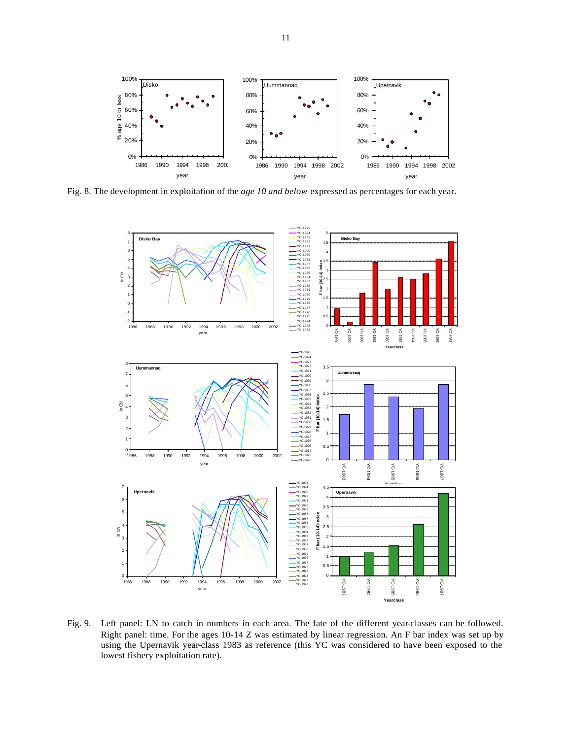Fig. 8. The development in exploitation of the *age 10 and below* expressed as percentages for each year.

Fig. 9. Left panel: LN to catch in numbers in each area. The fate of the different year-classes can be followed. Right panel: time. For the ages 10-14 Z was estimated by linear regression. An F bar index was set up by using the Upernavik year-class 1983 as reference (this YC was considered to have been exposed to the lowest fishery exploitation rate).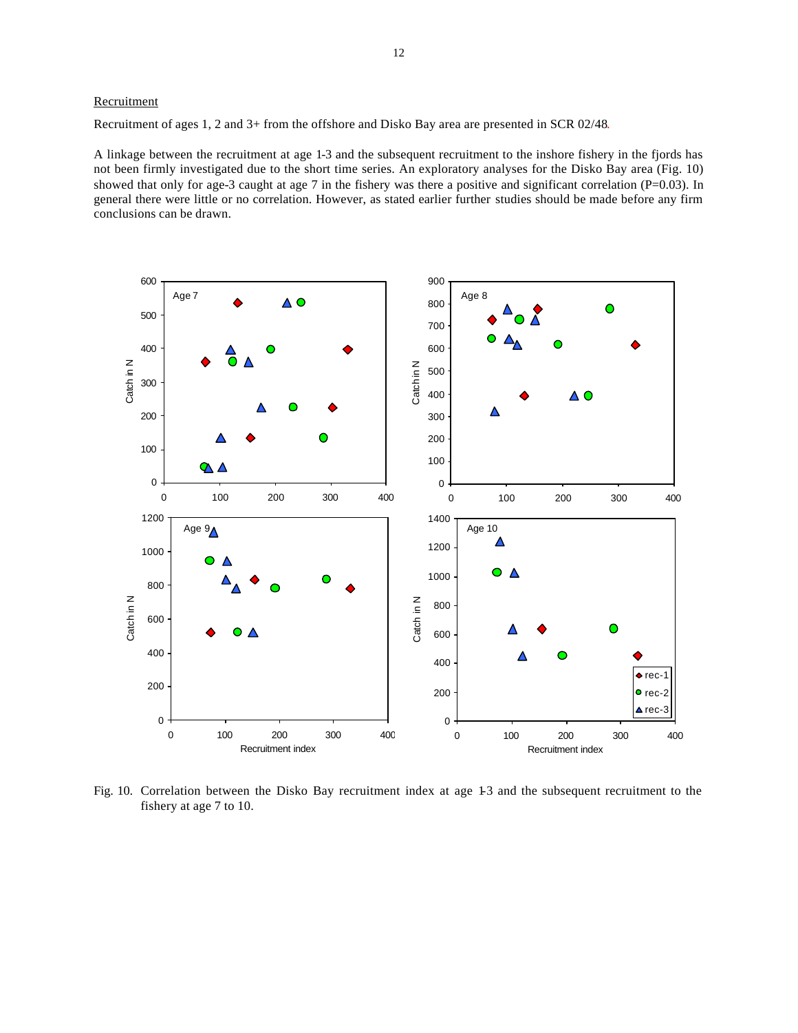Recruitment

Recruitment of ages 1, 2 and 3+ from the offshore and Disko Bay area are presented in SCR 02/48.

A linkage between the recruitment at age 1-3 and the subsequent recruitment to the inshore fishery in the fjords has not been firmly investigated due to the short time series. An exploratory analyses for the Disko Bay area (Fig. 10) showed that only for age-3 caught at age 7 in the fishery was there a positive and significant correlation (P=0.03). In general there were little or no correlation. However, as stated earlier further studies should be made before any firm conclusions can be drawn.

Fig. 10. Correlation between the Disko Bay recruitment index at age 1-3 and the subsequent recruitment to the fishery at age 7 to 10.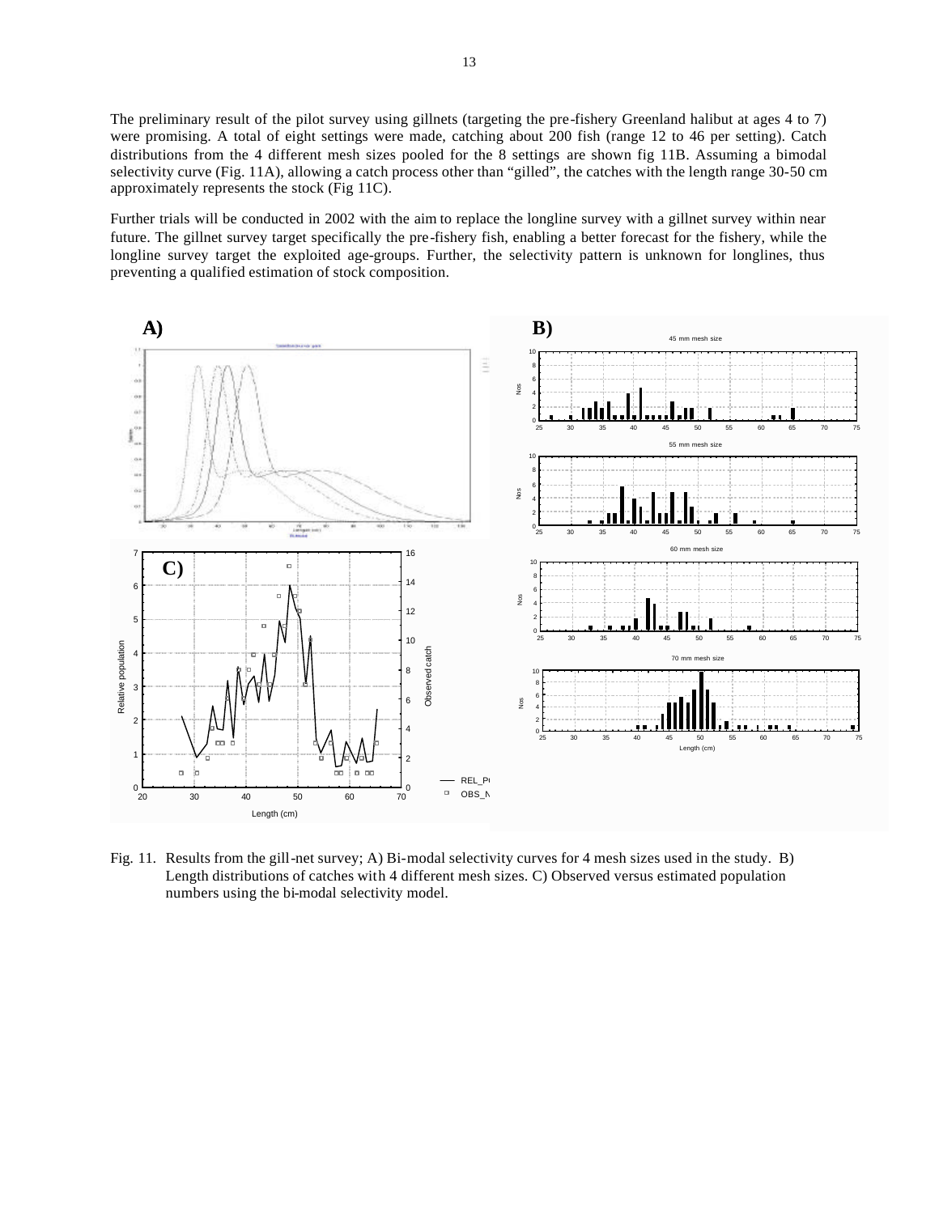The preliminary result of the pilot survey using gillnets (targeting the pre-fishery Greenland halibut at ages 4 to 7) were promising. A total of eight settings were made, catching about 200 fish (range 12 to 46 per setting). Catch distributions from the 4 different mesh sizes pooled for the 8 settings are shown fig 11B. Assuming a bimodal selectivity curve (Fig. 11A), allowing a catch process other than "gilled", the catches with the length range 30-50 cm approximately represents the stock (Fig 11C).

Further trials will be conducted in 2002 with the aim to replace the longline survey with a gillnet survey within near future. The gillnet survey target specifically the pre-fishery fish, enabling a better forecast for the fishery, while the longline survey target the exploited age-groups. Further, the selectivity pattern is unknown for longlines, thus preventing a qualified estimation of stock composition.

Fig. 11. Results from the gill-net survey; A) Bi-modal selectivity curves for 4 mesh sizes used in the study. B) Length distributions of catches with 4 different mesh sizes. C) Observed versus estimated population numbers using the bi-modal selectivity model.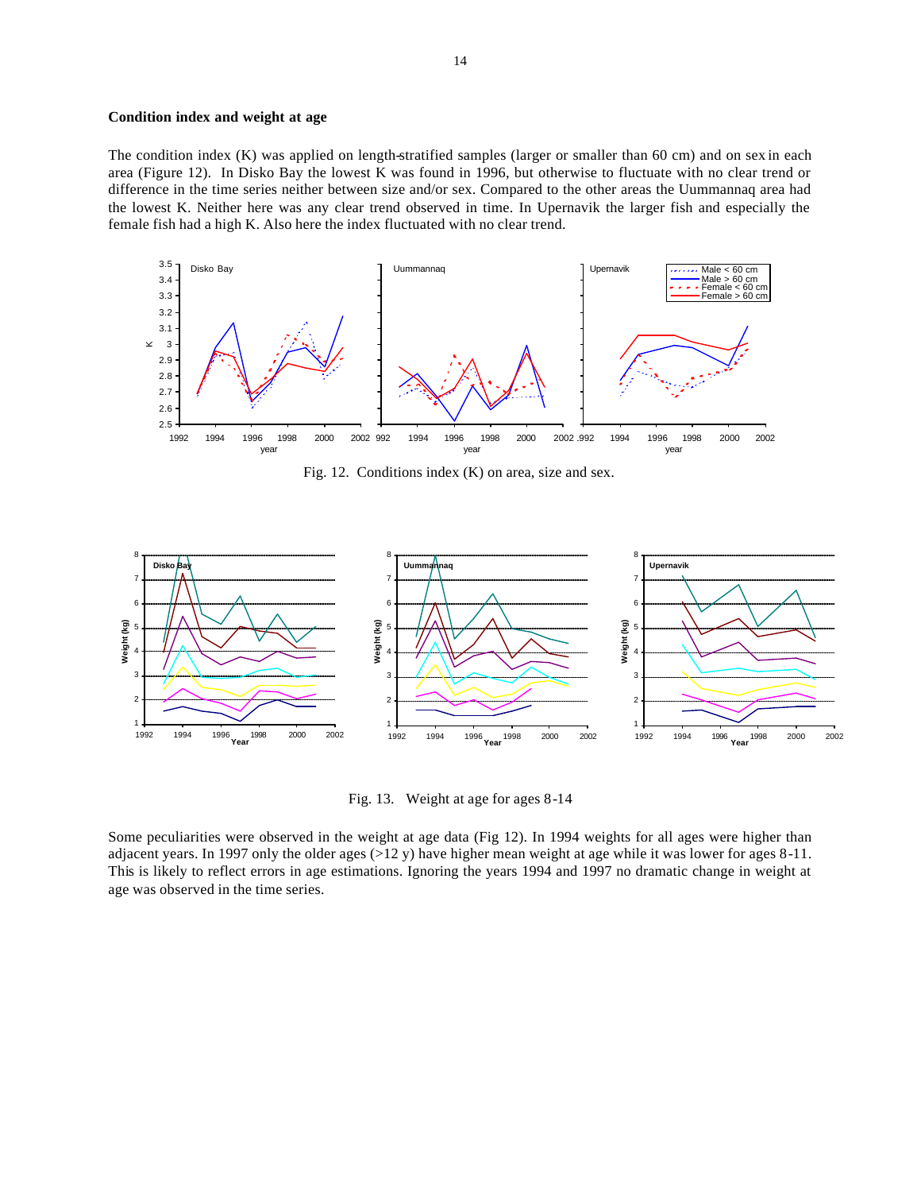## Condition index and weight at age

The condition index (K) was applied on length-stratified samples (larger or smaller than 60 cm) and on sex in each area (Figure 12). In Disko Bay the lowest K was found in 1996, but otherwise to fluctuate with no clear trend or difference in the time series neither between size and/or sex. Compared to the other areas the Uummannaq area had the lowest K. Neither here was any clear trend observed in time. In Upernavik the larger fish and especially the female fish had a high K. Also here the index fluctuated with no clear trend.

Fig. 12. Conditions index (K) on area, size and sex.

Fig. 13. Weight at age for ages 8-14

Some peculiarities were observed in the weight at age data (Fig 12). In 1994 weights for all ages were higher than adjacent years. In 1997 only the older ages (>12 y) have higher mean weight at age while it was lower for ages 8-11. This is likely to reflect errors in age estimations. Ignoring the years 1994 and 1997 no dramatic change in weight at age was observed in the time series.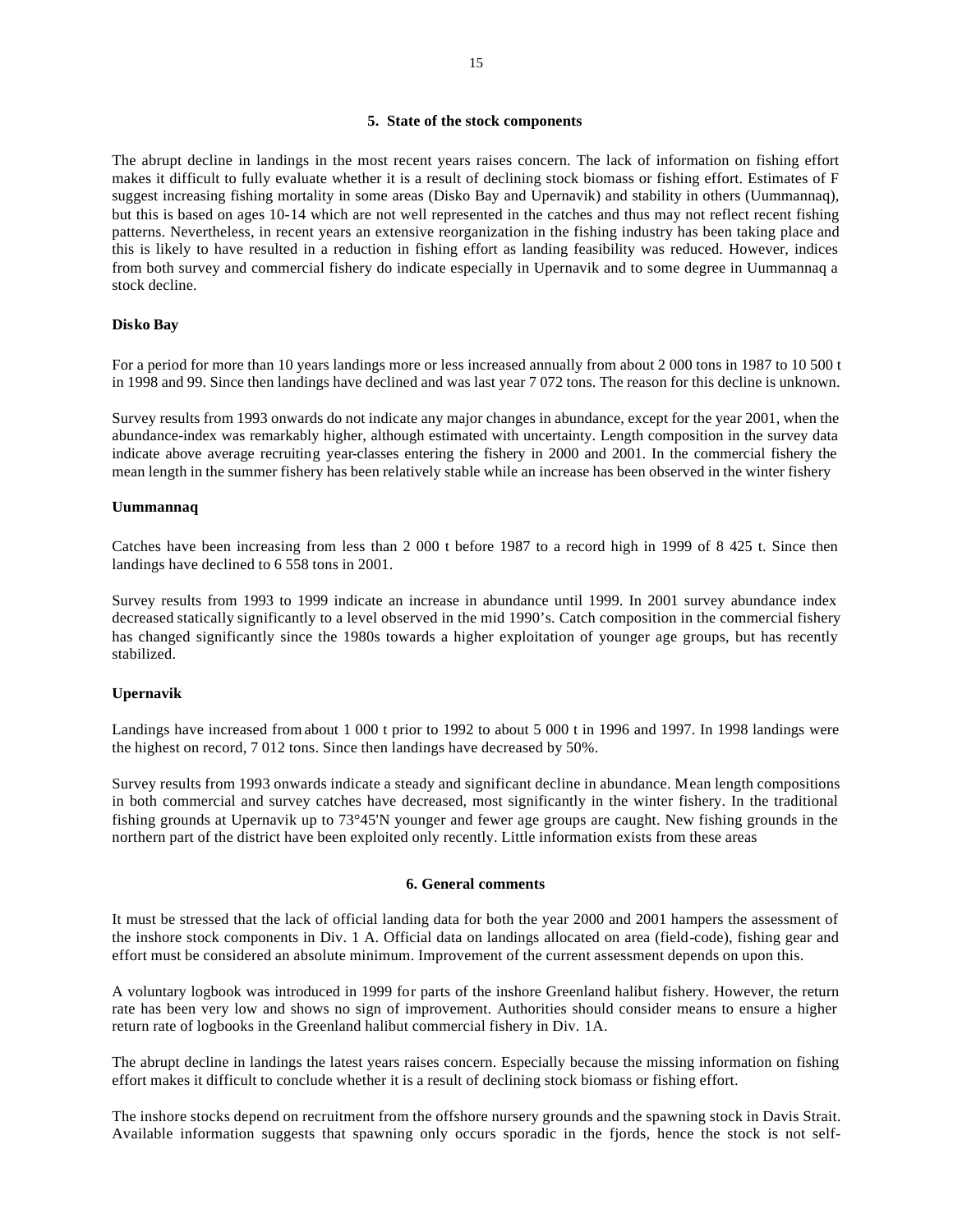## 5. State of the stock components

The abrupt decline in landings in the most recent years raises concern. The lack of information on fishing effort makes it difficult to fully evaluate whether it is a result of declining stock biomass or fishing effort. Estimates of F suggest increasing fishing mortality in some areas (Disko Bay and Upernavik) and stability in others (Uummannaq), but this is based on ages 10-14 which are not well represented in the catches and thus may not reflect recent fishing patterns. Nevertheless, in recent years an extensive reorganization in the fishing industry has been taking place and this is likely to have resulted in a reduction in fishing effort as landing feasibility was reduced. However, indices from both survey and commercial fishery do indicate especially in Upernavik and to some degree in Uummannaq a stock decline.

### Disko Bay

For a period for more than 10 years landings more or less increased annually from about 2 000 tons in 1987 to 10 500 t in 1998 and 99. Since then landings have declined and was last year 7 072 tons. The reason for this decline is unknown.

Survey results from 1993 onwards do not indicate any major changes in abundance, except for the year 2001, when the abundance-index was remarkably higher, although estimated with uncertainty. Length composition in the survey data indicate above average recruiting year-classes entering the fishery in 2000 and 2001. In the commercial fishery the mean length in the summer fishery has been relatively stable while an increase has been observed in the winter fishery

### Uummannaq

Catches have been increasing from less than 2 000 t before 1987 to a record high in 1999 of 8 425 t. Since then landings have declined to 6 558 tons in 2001.

Survey results from 1993 to 1999 indicate an increase in abundance until 1999. In 2001 survey abundance index decreased statically significantly to a level observed in the mid 1990's. Catch composition in the commercial fishery has changed significantly since the 1980s towards a higher exploitation of younger age groups, but has recently stabilized.

### Upernavik

Landings have increased from about 1 000 t prior to 1992 to about 5 000 t in 1996 and 1997. In 1998 landings were the highest on record, 7 012 tons. Since then landings have decreased by 50%.

Survey results from 1993 onwards indicate a steady and significant decline in abundance. Mean length compositions in both commercial and survey catches have decreased, most significantly in the winter fishery. In the traditional fishing grounds at Upernavik up to 73°45'N younger and fewer age groups are caught. New fishing grounds in the northern part of the district have been exploited only recently. Little information exists from these areas

## 6. General comments

It must be stressed that the lack of official landing data for both the year 2000 and 2001 hampers the assessment of the inshore stock components in Div. 1 A. Official data on landings allocated on area (field-code), fishing gear and effort must be considered an absolute minimum. Improvement of the current assessment depends on upon this.

A voluntary logbook was introduced in 1999 for parts of the inshore Greenland halibut fishery. However, the return rate has been very low and shows no sign of improvement. Authorities should consider means to ensure a higher return rate of logbooks in the Greenland halibut commercial fishery in Div. 1A.

The abrupt decline in landings the latest years raises concern. Especially because the missing information on fishing effort makes it difficult to conclude whether it is a result of declining stock biomass or fishing effort.

The inshore stocks depend on recruitment from the offshore nursery grounds and the spawning stock in Davis Strait. Available information suggests that spawning only occurs sporadic in the fjords, hence the stock is not self-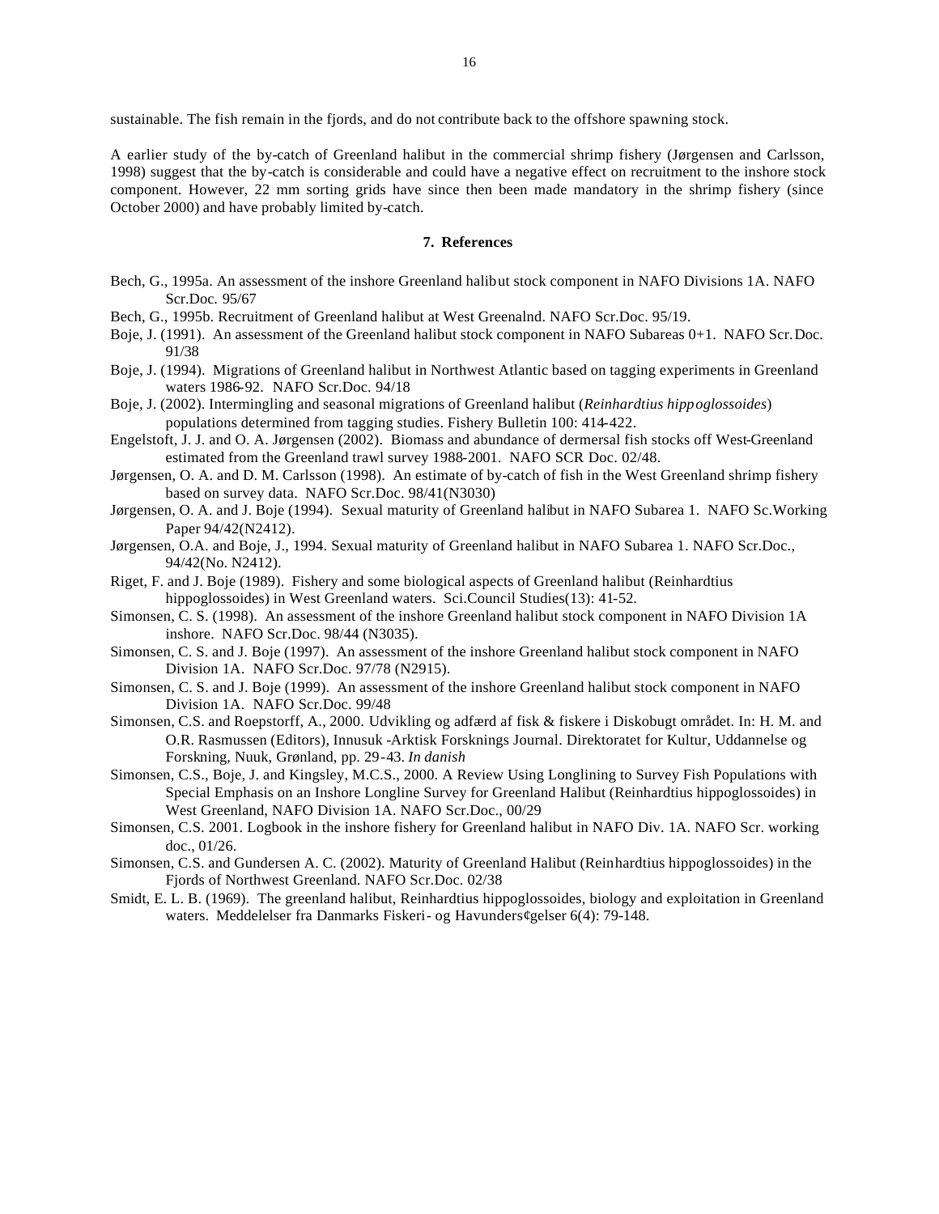sustainable. The fish remain in the fjords, and do not contribute back to the offshore spawning stock.

A earlier study of the by-catch of Greenland halibut in the commercial shrimp fishery (Jørgensen and Carlsson, 1998) suggest that the by-catch is considerable and could have a negative effect on recruitment to the inshore stock component. However, 22 mm sorting grids have since then been made mandatory in the shrimp fishery (since October 2000) and have probably limited by-catch.

## 7. References

Bech, G., 1995a. An assessment of the inshore Greenland halibut stock component in NAFO Divisions 1A. NAFO Scr.Doc. 95/67

Bech, G., 1995b. Recruitment of Greenland halibut at West Greenalnd. NAFO Scr.Doc. 95/19.

Boje, J. (1991). An assessment of the Greenland halibut stock component in NAFO Subareas 0+1. NAFO Scr.Doc. 91/38

Boje, J. (1994). Migrations of Greenland halibut in Northwest Atlantic based on tagging experiments in Greenland waters 1986-92. NAFO Scr.Doc. 94/18

Boje, J. (2002). Intermingling and seasonal migrations of Greenland halibut (*Reinhardtius hippoglossoides*) populations determined from tagging studies. Fishery Bulletin 100: 414-422.

Engelstoft, J. J. and O. A. Jørgensen (2002). Biomass and abundance of dermersal fish stocks off West-Greenland estimated from the Greenland trawl survey 1988-2001. NAFO SCR Doc. 02/48.

Jørgensen, O. A. and D. M. Carlsson (1998). An estimate of by-catch of fish in the West Greenland shrimp fishery based on survey data. NAFO Scr.Doc. 98/41(N3030)

Jørgensen, O. A. and J. Boje (1994). Sexual maturity of Greenland halibut in NAFO Subarea 1. NAFO Sc.Working Paper 94/42(N2412).

Jørgensen, O.A. and Boje, J., 1994. Sexual maturity of Greenland halibut in NAFO Subarea 1. NAFO Scr.Doc., 94/42(No. N2412).

Riget, F. and J. Boje (1989). Fishery and some biological aspects of Greenland halibut (Reinhardtius hippoglossoides) in West Greenland waters. Sci.Council Studies(13): 41-52.

Simonsen, C. S. (1998). An assessment of the inshore Greenland halibut stock component in NAFO Division 1A inshore. NAFO Scr.Doc. 98/44 (N3035).

Simonsen, C. S. and J. Boje (1997). An assessment of the inshore Greenland halibut stock component in NAFO Division 1A. NAFO Scr.Doc. 97/78 (N2915).

Simonsen, C. S. and J. Boje (1999). An assessment of the inshore Greenland halibut stock component in NAFO Division 1A. NAFO Scr.Doc. 99/48

Simonsen, C.S. and Roepstorff, A., 2000. Udvikling og adfærd af fisk & fiskere i Diskobugt området. In: H. M. and O.R. Rasmussen (Editors), Innusuk -Arktisk Forsknings Journal. Direktoratet for Kultur, Uddannelse og Forskning, Nuuk, Grønland, pp. 29-43. *In danish*

Simonsen, C.S., Boje, J. and Kingsley, M.C.S., 2000. A Review Using Longlining to Survey Fish Populations with Special Emphasis on an Inshore Longline Survey for Greenland Halibut (Reinhardtius hippoglossoides) in West Greenland, NAFO Division 1A. NAFO Scr.Doc., 00/29

Simonsen, C.S. 2001. Logbook in the inshore fishery for Greenland halibut in NAFO Div. 1A. NAFO Scr. working doc., 01/26.

Simonsen, C.S. and Gundersen A. C. (2002). Maturity of Greenland Halibut (Reinhardtius hippoglossoides) in the Fjords of Northwest Greenland. NAFO Scr.Doc. 02/38

Smidt, E. L. B. (1969). The greenland halibut, Reinhardtius hippoglossoides, biology and exploitation in Greenland waters. Meddelelser fra Danmarks Fiskeri- og Havunders¢gelser 6(4): 79-148.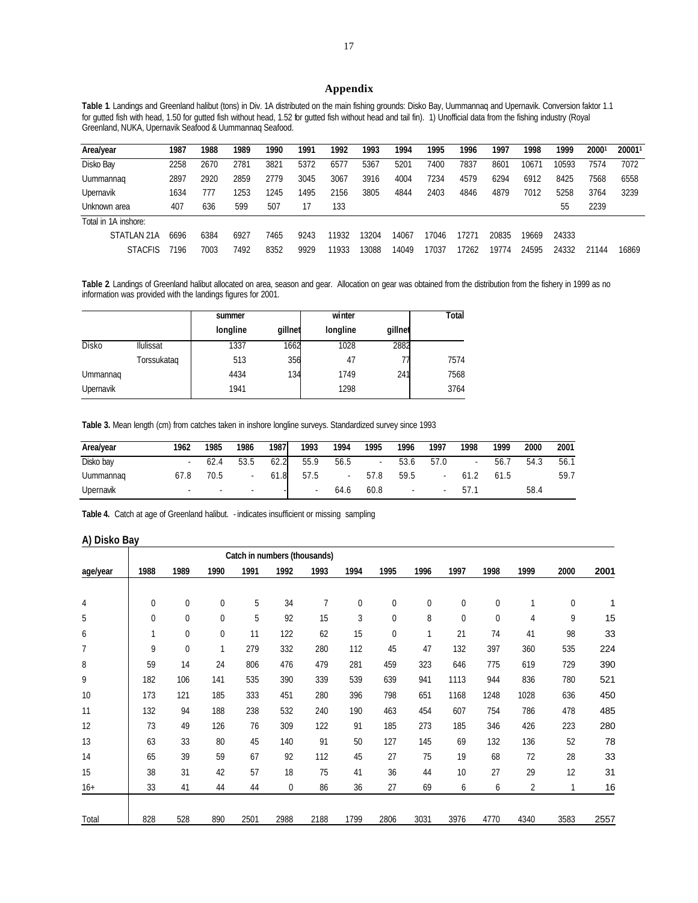# Appendix

**Table 1**. Landings and Greenland halibut (tons) in Div. 1A distributed on the main fishing grounds: Disko Bay, Uummannaq and Upernavik. Conversion faktor 1.1 for gutted fish with head, 1.50 for gutted fish without head, 1.52 for gutted fish without head and tail fin). 1) Unofficial data from the fishing industry (Royal Greenland, NUKA, Upernavik Seafood & Uummannaq Seafood.

| Area/year | 1987 | 1988 | 1989 | 1990 | 1991 | 1992 | 1993 | 1994 | 1995 | 1996 | 1997 | 1998 | 1999 | 2000[1] | 2001[1] |
|---|---|---|---|---|---|---|---|---|---|---|---|---|---|---|---|
| Disko Bay | 2258 | 2670 | 2781 | 3821 | 5372 | 6577 | 5367 | 5201 | 7400 | 7837 | 8601 | 10671 | 10593 | 7574 | 7072 |
| Uummannaq | 2897 | 2920 | 2859 | 2779 | 3045 | 3067 | 3916 | 4004 | 7234 | 4579 | 6294 | 6912 | 8425 | 7568 | 6558 |
| Upernavik | 1634 | 777 | 1253 | 1245 | 1495 | 2156 | 3805 | 4844 | 2403 | 4846 | 4879 | 7012 | 5258 | 3764 | 3239 |
| Unknown area | 407 | 636 | 599 | 507 | 17 | 133 | | | | | | | 55 | 2239 | |
| Total in 1A inshore: | | | | | | | | | | | | | | | |
| STATLAN 21A | 6696 | 6384 | 6927 | 7465 | 9243 | 11932 | 13204 | 14067 | 17046 | 17271 | 20835 | 19669 | 24333 | | |
| STACFIS | 7196 | 7003 | 7492 | 8352 | 9929 | 11933 | 13088 | 14049 | 17037 | 17262 | 19774 | 24595 | 24332 | 21144 | 16869 |

**Table 2**. Landings of Greenland halibut allocated on area, season and gear. Allocation on gear was obtained from the distribution from the fishery in 1999 as no information was provided with the landings figures for 2001.

| | | summer | | winter | | Total |
|---|---|---|---|---|---|---|
| | | longline | gillnet | longline | gillnet | |
| Disko | Ilulissat | 1337 | 1662 | 1028 | 2882 | |
| | Torssukataq | 513 | 356 | 47 | 77 | 7574 |
| Ummannaq | | 4434 | 134 | 1749 | 241 | 7568 |
| Upernavik | | 1941 | | 1298 | | 3764 |

**Table 3.** Mean length (cm) from catches taken in inshore longline surveys. Standardized survey since 1993

| Area/year | 1962 | 1985 | 1986 | 1987 | 1993 | 1994 | 1995 | 1996 | 1997 | 1998 | 1999 | 2000 | 2001 |
|---|---|---|---|---|---|---|---|---|---|---|---|---|---|
| Disko bay | - | 62.4 | 53.5 | 62.2 | 55.9 | 56.5 | - | 53.6 | 57.0 | - | 56.7 | 54.3 | 56.1 |
| Uummannaq | 67.8 | 70.5 | - | 61.8 | 57.5 | - | 57.8 | 59.5 | - | 61.2 | 61.5 | | 59.7 |
| Upernavik | - | - | - | - | - | 64.6 | 60.8 | - | - | 57.1 | | 58.4 | |

**Table 4.** Catch at age of Greenland halibut. - indicates insufficient or missing sampling

**A) Disko Bay**

| | Catch in numbers (thousands) | | | | | | | | | | | | | |
|---|---|---|---|---|---|---|---|---|---|---|---|---|---|---|
| age/year | 1988 | 1989 | 1990 | 1991 | 1992 | 1993 | 1994 | 1995 | 1996 | 1997 | 1998 | 1999 | 2000 | 2001 |
| 4 | 0 | 0 | 0 | 5 | 34 | 7 | 0 | 0 | 0 | 0 | 0 | 1 | 0 | 1 |
| 5 | 0 | 0 | 0 | 5 | 92 | 15 | 3 | 0 | 8 | 0 | 0 | 4 | 9 | 15 |
| 6 | 1 | 0 | 0 | 11 | 122 | 62 | 15 | 0 | 1 | 21 | 74 | 41 | 98 | 33 |
| 7 | 9 | 0 | 1 | 279 | 332 | 280 | 112 | 45 | 47 | 132 | 397 | 360 | 535 | 224 |
| 8 | 59 | 14 | 24 | 806 | 476 | 479 | 281 | 459 | 323 | 646 | 775 | 619 | 729 | 390 |
| 9 | 182 | 106 | 141 | 535 | 390 | 339 | 539 | 639 | 941 | 1113 | 944 | 836 | 780 | 521 |
| 10 | 173 | 121 | 185 | 333 | 451 | 280 | 396 | 798 | 651 | 1168 | 1248 | 1028 | 636 | 450 |
| 11 | 132 | 94 | 188 | 238 | 532 | 240 | 190 | 463 | 454 | 607 | 754 | 786 | 478 | 485 |
| 12 | 73 | 49 | 126 | 76 | 309 | 122 | 91 | 185 | 273 | 185 | 346 | 426 | 223 | 280 |
| 13 | 63 | 33 | 80 | 45 | 140 | 91 | 50 | 127 | 145 | 69 | 132 | 136 | 52 | 78 |
| 14 | 65 | 39 | 59 | 67 | 92 | 112 | 45 | 27 | 75 | 19 | 68 | 72 | 28 | 33 |
| 15 | 38 | 31 | 42 | 57 | 18 | 75 | 41 | 36 | 44 | 10 | 27 | 29 | 12 | 31 |
| 16+ | 33 | 41 | 44 | 44 | 0 | 86 | 36 | 27 | 69 | 6 | 6 | 2 | 1 | 16 |
| Total | 828 | 528 | 890 | 2501 | 2988 | 2188 | 1799 | 2806 | 3031 | 3976 | 4770 | 4340 | 3583 | 2557 |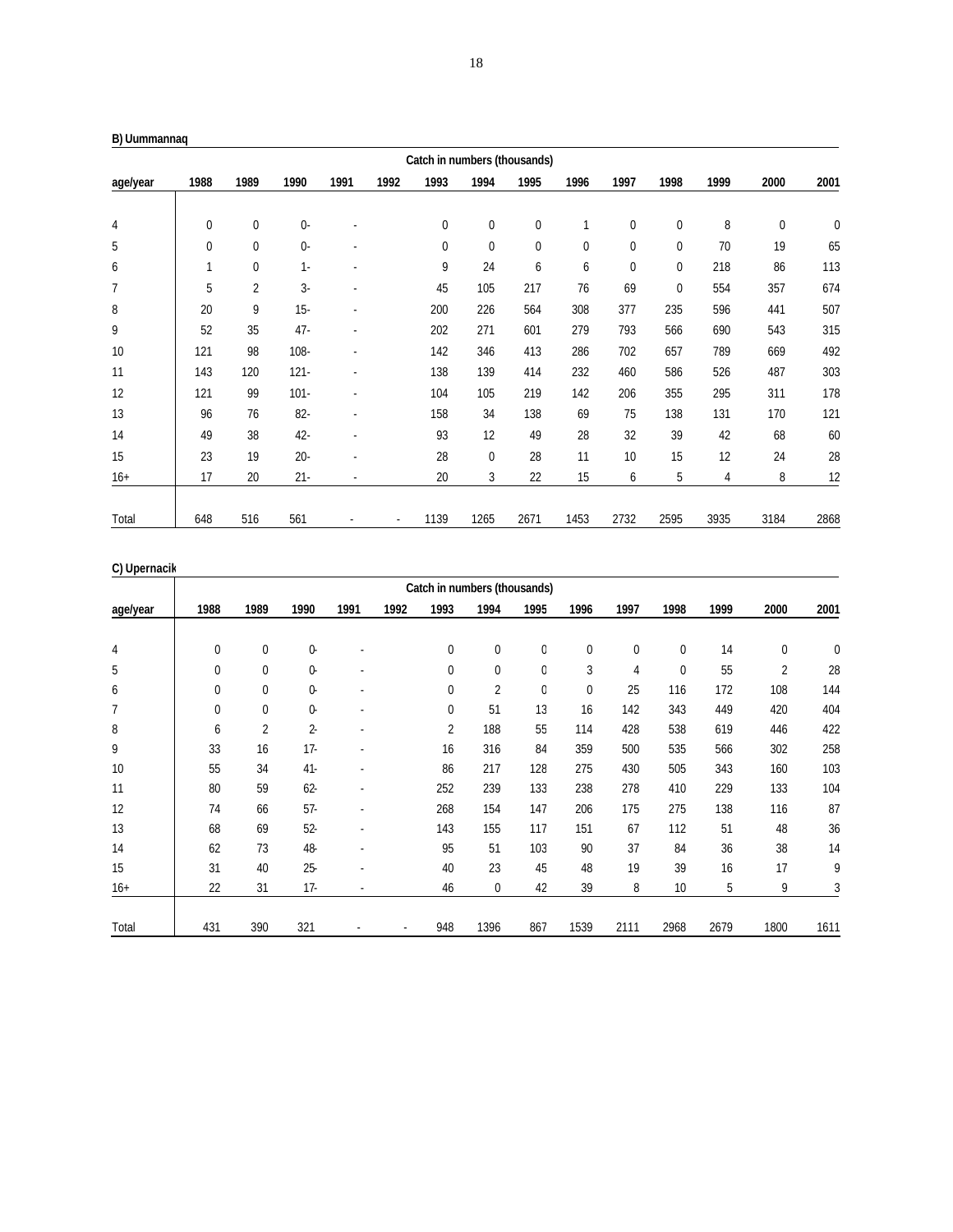**B) Uummannaq**

| age/year | 1988 | 1989 | 1990 | 1991 | 1992 | 1993 | 1994 | 1995 | 1996 | 1997 | 1998 | 1999 | 2000 | 2001 |
|---|---|---|---|---|---|---|---|---|---|---|---|---|---|---|
| | Catch in numbers (thousands) | | | | | | | | | | | | | |
| 4 | 0 | 0 | 0- | - | | 0 | 0 | 0 | 1 | 0 | 0 | 8 | 0 | 0 |
| 5 | 0 | 0 | 0- | - | | 0 | 0 | 0 | 0 | 0 | 0 | 70 | 19 | 65 |
| 6 | 1 | 0 | 1- | - | | 9 | 24 | 6 | 6 | 0 | 0 | 218 | 86 | 113 |
| 7 | 5 | 2 | 3- | - | | 45 | 105 | 217 | 76 | 69 | 0 | 554 | 357 | 674 |
| 8 | 20 | 9 | 15- | - | | 200 | 226 | 564 | 308 | 377 | 235 | 596 | 441 | 507 |
| 9 | 52 | 35 | 47- | - | | 202 | 271 | 601 | 279 | 793 | 566 | 690 | 543 | 315 |
| 10 | 121 | 98 | 108- | - | | 142 | 346 | 413 | 286 | 702 | 657 | 789 | 669 | 492 |
| 11 | 143 | 120 | 121- | - | | 138 | 139 | 414 | 232 | 460 | 586 | 526 | 487 | 303 |
| 12 | 121 | 99 | 101- | - | | 104 | 105 | 219 | 142 | 206 | 355 | 295 | 311 | 178 |
| 13 | 96 | 76 | 82- | - | | 158 | 34 | 138 | 69 | 75 | 138 | 131 | 170 | 121 |
| 14 | 49 | 38 | 42- | - | | 93 | 12 | 49 | 28 | 32 | 39 | 42 | 68 | 60 |
| 15 | 23 | 19 | 20- | - | | 28 | 0 | 28 | 11 | 10 | 15 | 12 | 24 | 28 |
| 16+ | 17 | 20 | 21- | - | | 20 | 3 | 22 | 15 | 6 | 5 | 4 | 8 | 12 |
| Total | 648 | 516 | 561 | - | - | 1139 | 1265 | 2671 | 1453 | 2732 | 2595 | 3935 | 3184 | 2868 |

**C) Upernacik**

| age/year | 1988 | 1989 | 1990 | 1991 | 1992 | 1993 | 1994 | 1995 | 1996 | 1997 | 1998 | 1999 | 2000 | 2001 |
|---|---|---|---|---|---|---|---|---|---|---|---|---|---|---|
| | Catch in numbers (thousands) | | | | | | | | | | | | | |
| 4 | 0 | 0 | 0- | - | | 0 | 0 | 0 | 0 | 0 | 0 | 14 | 0 | 0 |
| 5 | 0 | 0 | 0- | - | | 0 | 0 | 0 | 3 | 4 | 0 | 55 | 2 | 28 |
| 6 | 0 | 0 | 0- | - | | 0 | 2 | 0 | 0 | 25 | 116 | 172 | 108 | 144 |
| 7 | 0 | 0 | 0- | - | | 0 | 51 | 13 | 16 | 142 | 343 | 449 | 420 | 404 |
| 8 | 6 | 2 | 2- | - | | 2 | 188 | 55 | 114 | 428 | 538 | 619 | 446 | 422 |
| 9 | 33 | 16 | 17- | - | | 16 | 316 | 84 | 359 | 500 | 535 | 566 | 302 | 258 |
| 10 | 55 | 34 | 41- | - | | 86 | 217 | 128 | 275 | 430 | 505 | 343 | 160 | 103 |
| 11 | 80 | 59 | 62- | - | | 252 | 239 | 133 | 238 | 278 | 410 | 229 | 133 | 104 |
| 12 | 74 | 66 | 57- | - | | 268 | 154 | 147 | 206 | 175 | 275 | 138 | 116 | 87 |
| 13 | 68 | 69 | 52- | - | | 143 | 155 | 117 | 151 | 67 | 112 | 51 | 48 | 36 |
| 14 | 62 | 73 | 48- | - | | 95 | 51 | 103 | 90 | 37 | 84 | 36 | 38 | 14 |
| 15 | 31 | 40 | 25- | - | | 40 | 23 | 45 | 48 | 19 | 39 | 16 | 17 | 9 |
| 16+ | 22 | 31 | 17- | - | | 46 | 0 | 42 | 39 | 8 | 10 | 5 | 9 | 3 |
| Total | 431 | 390 | 321 | - | - | 948 | 1396 | 867 | 1539 | 2111 | 2968 | 2679 | 1800 | 1611 |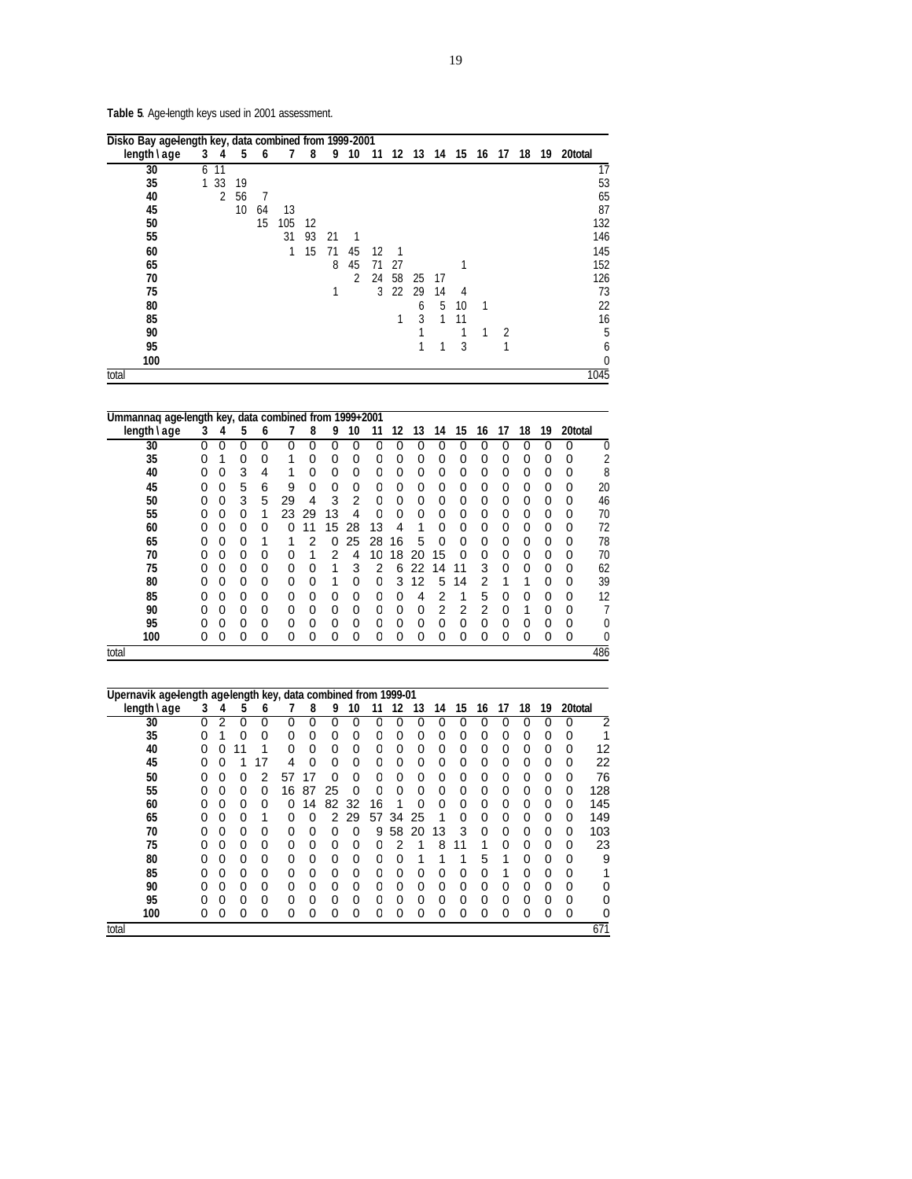**Table 5**. Age-length keys used in 2001 assessment.

| Disko Bay age-length key, data combined from 1999-2001 | | | | | | | | | | | | | | | | | | | |
|---|---|---|---|---|---|---|---|---|---|---|---|---|---|---|---|---|---|---|---|
| length \ age | 3 | 4 | 5 | 6 | 7 | 8 | 9 | 10 | 11 | 12 | 13 | 14 | 15 | 16 | 17 | 18 | 19 | 20 | total |
| 30 | 6 | 11 | | | | | | | | | | | | | | | | | 17 |
| 35 | 1 | 33 | 19 | | | | | | | | | | | | | | | | 53 |
| 40 | | 2 | 56 | 7 | | | | | | | | | | | | | | | 65 |
| 45 | | | 10 | 64 | 13 | | | | | | | | | | | | | | 87 |
| 50 | | | | 15 | 105 | 12 | | | | | | | | | | | | | 132 |
| 55 | | | | | 31 | 93 | 21 | 1 | | | | | | | | | | | 146 |
| 60 | | | | | 1 | 15 | 71 | 45 | 12 | 1 | | | | | | | | | 145 |
| 65 | | | | | | | 8 | 45 | 71 | 27 | | | 1 | | | | | | 152 |
| 70 | | | | | | | | 2 | 24 | 58 | 25 | 17 | | | | | | | 126 |
| 75 | | | | | | | 1 | | 3 | 22 | 29 | 14 | 4 | | | | | | 73 |
| 80 | | | | | | | | | | | 6 | 5 | 10 | 1 | | | | | 22 |
| 85 | | | | | | | | | | 1 | 3 | 1 | 11 | | | | | | 16 |
| 90 | | | | | | | | | | | 1 | | 1 | 1 | 2 | | | | 5 |
| 95 | | | | | | | | | | | 1 | 1 | 3 | | 1 | | | | 6 |
| 100 | | | | | | | | | | | | | | | | | | | 0 |
| total | | | | | | | | | | | | | | | | | | | 1045 |

| Ummannaq age-length key, data combined from 1999+2001 | | | | | | | | | | | | | | | | | | | |
|---|---|---|---|---|---|---|---|---|---|---|---|---|---|---|---|---|---|---|---|
| length \ age | 3 | 4 | 5 | 6 | 7 | 8 | 9 | 10 | 11 | 12 | 13 | 14 | 15 | 16 | 17 | 18 | 19 | 20 | total |
| 30 | 0 | 0 | 0 | 0 | 0 | 0 | 0 | 0 | 0 | 0 | 0 | 0 | 0 | 0 | 0 | 0 | 0 | 0 | 0 |
| 35 | 0 | 1 | 0 | 0 | 1 | 0 | 0 | 0 | 0 | 0 | 0 | 0 | 0 | 0 | 0 | 0 | 0 | 0 | 2 |
| 40 | 0 | 0 | 3 | 4 | 1 | 0 | 0 | 0 | 0 | 0 | 0 | 0 | 0 | 0 | 0 | 0 | 0 | 0 | 8 |
| 45 | 0 | 0 | 5 | 6 | 9 | 0 | 0 | 0 | 0 | 0 | 0 | 0 | 0 | 0 | 0 | 0 | 0 | 0 | 20 |
| 50 | 0 | 0 | 3 | 5 | 29 | 4 | 3 | 2 | 0 | 0 | 0 | 0 | 0 | 0 | 0 | 0 | 0 | 0 | 46 |
| 55 | 0 | 0 | 0 | 1 | 23 | 29 | 13 | 4 | 0 | 0 | 0 | 0 | 0 | 0 | 0 | 0 | 0 | 0 | 70 |
| 60 | 0 | 0 | 0 | 0 | 0 | 11 | 15 | 28 | 13 | 4 | 1 | 0 | 0 | 0 | 0 | 0 | 0 | 0 | 72 |
| 65 | 0 | 0 | 0 | 1 | 1 | 2 | 0 | 25 | 28 | 16 | 5 | 0 | 0 | 0 | 0 | 0 | 0 | 0 | 78 |
| 70 | 0 | 0 | 0 | 0 | 0 | 1 | 2 | 4 | 10 | 18 | 20 | 15 | 0 | 0 | 0 | 0 | 0 | 0 | 70 |
| 75 | 0 | 0 | 0 | 0 | 0 | 0 | 1 | 3 | 2 | 6 | 22 | 14 | 11 | 3 | 0 | 0 | 0 | 0 | 62 |
| 80 | 0 | 0 | 0 | 0 | 0 | 0 | 1 | 0 | 0 | 3 | 12 | 5 | 14 | 2 | 1 | 1 | 0 | 0 | 39 |
| 85 | 0 | 0 | 0 | 0 | 0 | 0 | 0 | 0 | 0 | 0 | 4 | 2 | 1 | 5 | 0 | 0 | 0 | 0 | 12 |
| 90 | 0 | 0 | 0 | 0 | 0 | 0 | 0 | 0 | 0 | 0 | 0 | 2 | 2 | 2 | 0 | 1 | 0 | 0 | 7 |
| 95 | 0 | 0 | 0 | 0 | 0 | 0 | 0 | 0 | 0 | 0 | 0 | 0 | 0 | 0 | 0 | 0 | 0 | 0 | 0 |
| 100 | 0 | 0 | 0 | 0 | 0 | 0 | 0 | 0 | 0 | 0 | 0 | 0 | 0 | 0 | 0 | 0 | 0 | 0 | 0 |
| total | | | | | | | | | | | | | | | | | | | 486 |

| Upernavik age-length age-length key, data combined from 1999-01 | | | | | | | | | | | | | | | | | | | |
|---|---|---|---|---|---|---|---|---|---|---|---|---|---|---|---|---|---|---|---|
| length \ age | 3 | 4 | 5 | 6 | 7 | 8 | 9 | 10 | 11 | 12 | 13 | 14 | 15 | 16 | 17 | 18 | 19 | 20 | total |
| 30 | 0 | 2 | 0 | 0 | 0 | 0 | 0 | 0 | 0 | 0 | 0 | 0 | 0 | 0 | 0 | 0 | 0 | 0 | 2 |
| 35 | 0 | 1 | 0 | 0 | 0 | 0 | 0 | 0 | 0 | 0 | 0 | 0 | 0 | 0 | 0 | 0 | 0 | 0 | 1 |
| 40 | 0 | 0 | 11 | 1 | 0 | 0 | 0 | 0 | 0 | 0 | 0 | 0 | 0 | 0 | 0 | 0 | 0 | 0 | 12 |
| 45 | 0 | 0 | 1 | 17 | 4 | 0 | 0 | 0 | 0 | 0 | 0 | 0 | 0 | 0 | 0 | 0 | 0 | 0 | 22 |
| 50 | 0 | 0 | 0 | 2 | 57 | 17 | 0 | 0 | 0 | 0 | 0 | 0 | 0 | 0 | 0 | 0 | 0 | 0 | 76 |
| 55 | 0 | 0 | 0 | 0 | 16 | 87 | 25 | 0 | 0 | 0 | 0 | 0 | 0 | 0 | 0 | 0 | 0 | 0 | 128 |
| 60 | 0 | 0 | 0 | 0 | 0 | 14 | 82 | 32 | 16 | 1 | 0 | 0 | 0 | 0 | 0 | 0 | 0 | 0 | 145 |
| 65 | 0 | 0 | 0 | 1 | 0 | 0 | 2 | 29 | 57 | 34 | 25 | 1 | 0 | 0 | 0 | 0 | 0 | 0 | 149 |
| 70 | 0 | 0 | 0 | 0 | 0 | 0 | 0 | 0 | 9 | 58 | 20 | 13 | 3 | 0 | 0 | 0 | 0 | 0 | 103 |
| 75 | 0 | 0 | 0 | 0 | 0 | 0 | 0 | 0 | 0 | 2 | 1 | 8 | 11 | 1 | 0 | 0 | 0 | 0 | 23 |
| 80 | 0 | 0 | 0 | 0 | 0 | 0 | 0 | 0 | 0 | 0 | 1 | 1 | 1 | 5 | 1 | 0 | 0 | 0 | 9 |
| 85 | 0 | 0 | 0 | 0 | 0 | 0 | 0 | 0 | 0 | 0 | 0 | 0 | 0 | 0 | 1 | 0 | 0 | 0 | 1 |
| 90 | 0 | 0 | 0 | 0 | 0 | 0 | 0 | 0 | 0 | 0 | 0 | 0 | 0 | 0 | 0 | 0 | 0 | 0 | 0 |
| 95 | 0 | 0 | 0 | 0 | 0 | 0 | 0 | 0 | 0 | 0 | 0 | 0 | 0 | 0 | 0 | 0 | 0 | 0 | 0 |
| 100 | 0 | 0 | 0 | 0 | 0 | 0 | 0 | 0 | 0 | 0 | 0 | 0 | 0 | 0 | 0 | 0 | 0 | 0 | 0 |
| total | | | | | | | | | | | | | | | | | | | 671 |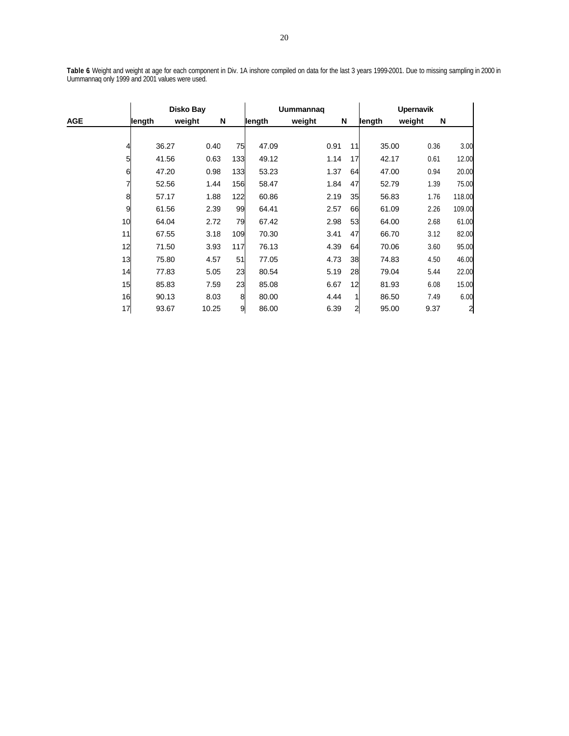**Table 6** Weight and weight at age for each component in Div. 1A inshore compiled on data for the last 3 years 1999-2001. Due to missing sampling in 2000 in Uummannaq only 1999 and 2001 values were used.

| | Disko Bay | | | Uummannaq | | | Upernavik | | |
|---|---|---|---|---|---|---|---|---|---|
| AGE | length | weight | N | length | weight | N | length | weight | N |
| 4 | 36.27 | 0.40 | 75 | 47.09 | 0.91 | 11 | 35.00 | 0.36 | 3.00 |
| 5 | 41.56 | 0.63 | 133 | 49.12 | 1.14 | 17 | 42.17 | 0.61 | 12.00 |
| 6 | 47.20 | 0.98 | 133 | 53.23 | 1.37 | 64 | 47.00 | 0.94 | 20.00 |
| 7 | 52.56 | 1.44 | 156 | 58.47 | 1.84 | 47 | 52.79 | 1.39 | 75.00 |
| 8 | 57.17 | 1.88 | 122 | 60.86 | 2.19 | 35 | 56.83 | 1.76 | 118.00 |
| 9 | 61.56 | 2.39 | 99 | 64.41 | 2.57 | 66 | 61.09 | 2.26 | 109.00 |
| 10 | 64.04 | 2.72 | 79 | 67.42 | 2.98 | 53 | 64.00 | 2.68 | 61.00 |
| 11 | 67.55 | 3.18 | 109 | 70.30 | 3.41 | 47 | 66.70 | 3.12 | 82.00 |
| 12 | 71.50 | 3.93 | 117 | 76.13 | 4.39 | 64 | 70.06 | 3.60 | 95.00 |
| 13 | 75.80 | 4.57 | 51 | 77.05 | 4.73 | 38 | 74.83 | 4.50 | 46.00 |
| 14 | 77.83 | 5.05 | 23 | 80.54 | 5.19 | 28 | 79.04 | 5.44 | 22.00 |
| 15 | 85.83 | 7.59 | 23 | 85.08 | 6.67 | 12 | 81.93 | 6.08 | 15.00 |
| 16 | 90.13 | 8.03 | 8 | 80.00 | 4.44 | 1 | 86.50 | 7.49 | 6.00 |
| 17 | 93.67 | 10.25 | 9 | 86.00 | 6.39 | 2 | 95.00 | 9.37 | 2 |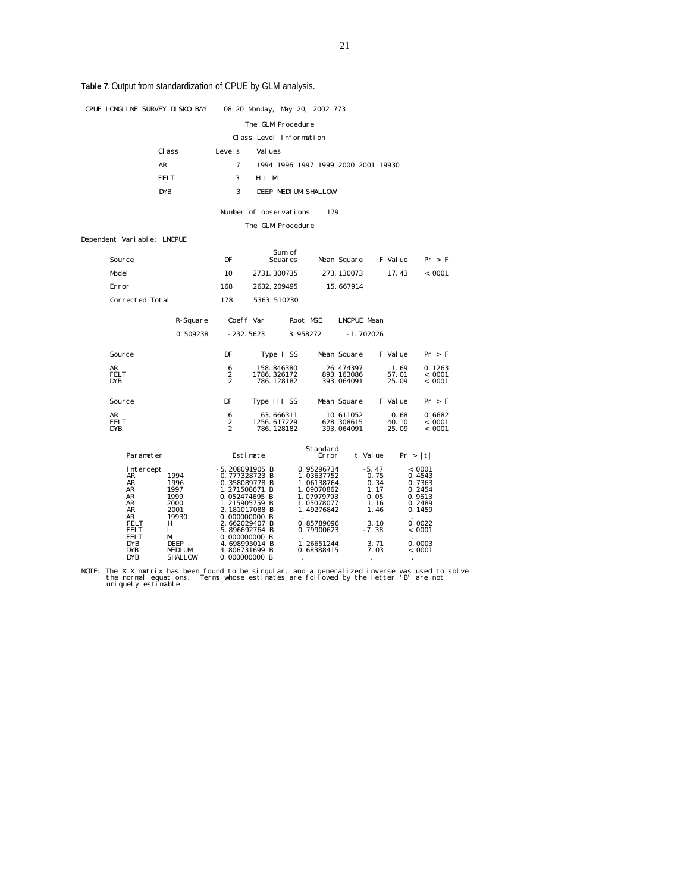**Table 7**. Output from standardization of CPUE by GLM analysis.

CPUE LONGLINE SURVEY DISKO BAY 08:20 Monday, May 20, 2002 773

The GLM Procedure

Class Level Information

| Class | Levels | Values |
|---|---|---|
| AR | 7 | 1994 1996 1997 1999 2000 2001 19930 |
| FELT | 3 | H L M |
| DYB | 3 | DEEP MEDIUM SHALLOW |

Number of observations 179

The GLM Procedure

Dependent Variable: LNCPUE

| Source | DF | Sum of Squares | Mean Square | F Value | Pr > F |
|---|---|---|---|---|---|
| Model | 10 | 2731.300735 | 273.130073 | 17.43 | <.0001 |
| Error | 168 | 2632.209495 | 15.667914 | | |
| Corrected Total | 178 | 5363.510230 | | | |

| R-Square | Coeff Var | Root MSE | LNCPUE Mean |
|---|---|---|---|
| 0.509238 | -232.5623 | 3.958272 | -1.702026 |

| Source | DF | Type I SS | Mean Square | F Value | Pr > F |
|---|---|---|---|---|---|
| AR | 6 | 158.846380 | 26.474397 | 1.69 | 0.1263 |
| FELT | 2 | 1786.326172 | 893.163086 | 57.01 | <.0001 |
| DYB | 2 | 786.128182 | 393.064091 | 25.09 | <.0001 |

| Source | DF | Type III SS | Mean Square | F Value | Pr > F |
|---|---|---|---|---|---|
| AR | 6 | 63.666311 | 10.611052 | 0.68 | 0.6682 |
| FELT | 2 | 1256.617229 | 628.308615 | 40.10 | <.0001 |
| DYB | 2 | 786.128182 | 393.064091 | 25.09 | <.0001 |

| Parameter | | Estimate | Standard Error | t Value | Pr > \|t\| |
|---|---|---|---|---|---|
| Intercept | | -5.208091905 B | 0.95296734 | -5.47 | <.0001 |
| AR | 1994 | 0.777328723 B | 1.03637752 | 0.75 | 0.4543 |
| AR | 1996 | 0.358089778 B | 1.06138764 | 0.34 | 0.7363 |
| AR | 1997 | 1.271508671 B | 1.09070862 | 1.17 | 0.2454 |
| AR | 1999 | 0.052474695 B | 1.07979793 | 0.05 | 0.9613 |
| AR | 2000 | 1.215905759 B | 1.05078077 | 1.16 | 0.2489 |
| AR | 2001 | 2.181017088 B | 1.49276842 | 1.46 | 0.1459 |
| AR | 19930 | 0.000000000 B | . | . | . |
| FELT | H | 2.662029407 B | 0.85789096 | 3.10 | 0.0022 |
| FELT | L | -5.896692764 B | 0.79900623 | -7.38 | <.0001 |
| FELT | M | 0.000000000 B | . | . | . |
| DYB | DEEP | 4.698995014 B | 1.26651244 | 3.71 | 0.0003 |
| DYB | MEDIUM | 4.806731699 B | 0.68388415 | 7.03 | <.0001 |
| DYB | SHALLOW | 0.000000000 B | . | . | . |

NOTE: The X'X matrix has been found to be singular, and a generalized inverse was used to solve the normal equations. Terms whose estimates are followed by the letter 'B' are not uniquely estimable.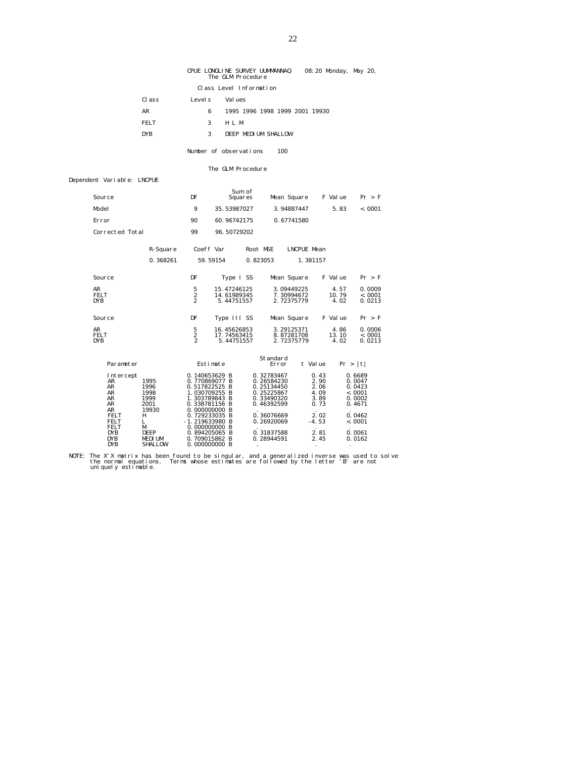CPUE LONGLINE SURVEY UUMMANNAQ 08:20 Monday, May 20,
The GLM Procedure

Class Level Information

| Class | Levels | Values |
|---|---|---|
| AR | 6 | 1995 1996 1998 1999 2001 19930 |
| FELT | 3 | H L M |
| DYB | 3 | DEEP MEDIUM SHALLOW |

Number of observations 100

The GLM Procedure

Dependent Variable: LNCPUE

| Source | DF | Sum of Squares | Mean Square | F Value | Pr > F |
|---|---|---|---|---|---|
| Model | 9 | 35.53987027 | 3.94887447 | 5.83 | <.0001 |
| Error | 90 | 60.96742175 | 0.67741580 | | |
| Corrected Total | 99 | 96.50729202 | | | |

| R-Square | Coeff Var | Root MSE | LNCPUE Mean |
|---|---|---|---|
| 0.368261 | 59.59154 | 0.823053 | 1.381157 |

| Source | DF | Type I SS | Mean Square | F Value | Pr > F |
|---|---|---|---|---|---|
| AR | 5 | 15.47246125 | 3.09449225 | 4.57 | 0.0009 |
| FELT | 2 | 14.61989345 | 7.30994672 | 10.79 | <.0001 |
| DYB | 2 | 5.44751557 | 2.72375779 | 4.02 | 0.0213 |

| Source | DF | Type III SS | Mean Square | F Value | Pr > F |
|---|---|---|---|---|---|
| AR | 5 | 16.45626853 | 3.29125371 | 4.86 | 0.0006 |
| FELT | 2 | 17.74563415 | 8.87281708 | 13.10 | <.0001 |
| DYB | 2 | 5.44751557 | 2.72375779 | 4.02 | 0.0213 |

| Parameter | | Estimate | Standard Error | t Value | Pr > \|t\| |
|---|---|---|---|---|---|
| Intercept | | 0.140653629 B | 0.32783467 | 0.43 | 0.6689 |
| AR | 1995 | 0.770869077 B | 0.26584230 | 2.90 | 0.0047 |
| AR | 1996 | 0.517822525 B | 0.25134450 | 2.06 | 0.0423 |
| AR | 1998 | 1.030709255 B | 0.25225867 | 4.09 | <.0001 |
| AR | 1999 | 1.303789843 B | 0.33490320 | 3.89 | 0.0002 |
| AR | 2001 | 0.338781156 B | 0.46392599 | 0.73 | 0.4671 |
| AR | 19930 | 0.000000000 B | . | . | . |
| FELT | H | 0.729233035 B | 0.36076669 | 2.02 | 0.0462 |
| FELT | L | -1.219633980 B | 0.26920069 | -4.53 | <.0001 |
| FELT | M | 0.000000000 B | . | . | . |
| DYB | DEEP | 0.894205065 B | 0.31837588 | 2.81 | 0.0061 |
| DYB | MEDIUM | 0.709015862 B | 0.28944591 | 2.45 | 0.0162 |
| DYB | SHALLOW | 0.000000000 B | . | . | . |

NOTE: The X'X matrix has been found to be singular, and a generalized inverse was used to solve the normal equations. Terms whose estimates are followed by the letter 'B' are not uniquely estimable.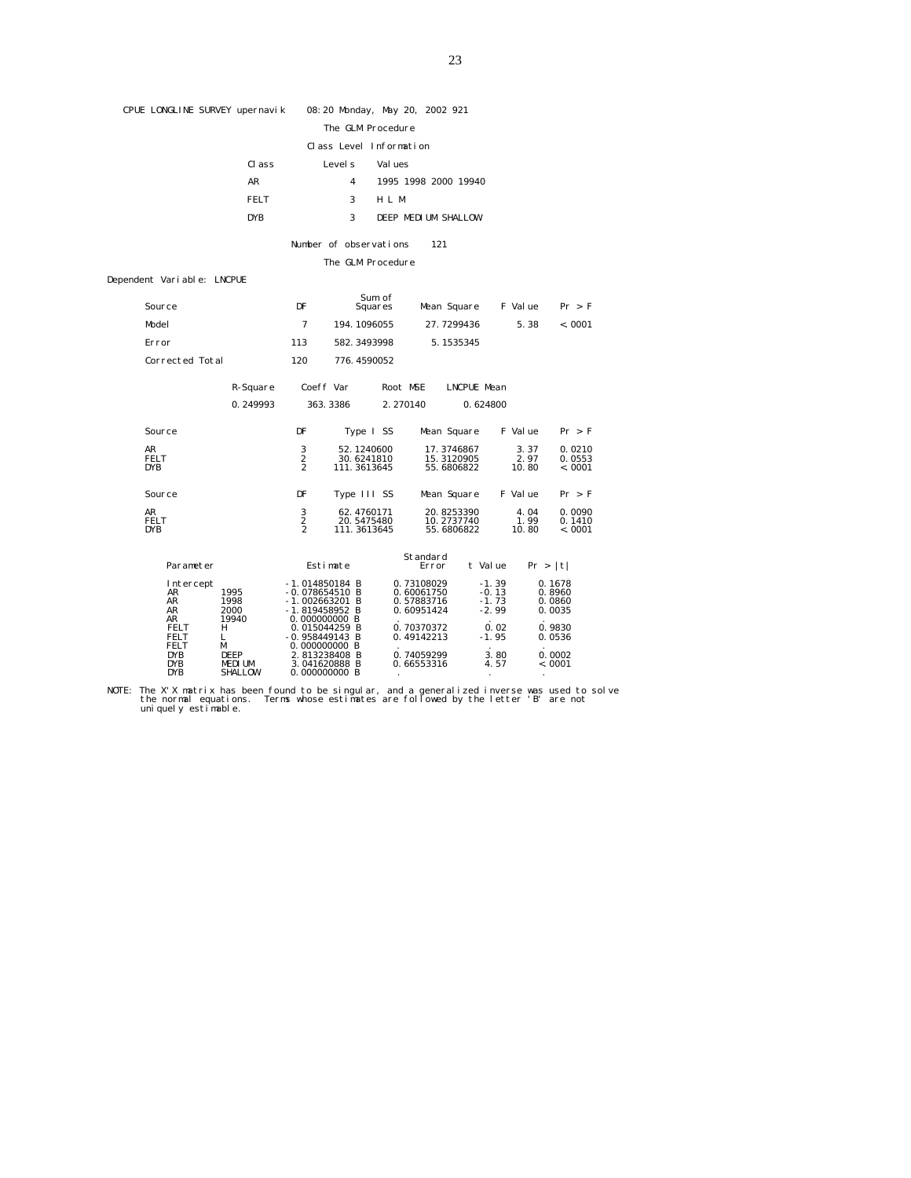CPUE LONGLINE SURVEY upernavik 08:20 Monday, May 20, 2002 921

The GLM Procedure

Class Level Information

| Class | Levels | Values |
|---|---|---|
| AR | 4 | 1995 1998 2000 19940 |
| FELT | 3 | H L M |
| DYB | 3 | DEEP MEDIUM SHALLOW |

Number of observations 121

The GLM Procedure

Dependent Variable: LNCPUE

| Source | DF | Sum of Squares | Mean Square | F Value | Pr > F |
|---|---|---|---|---|---|
| Model | 7 | 194.1096055 | 27.7299436 | 5.38 | <.0001 |
| Error | 113 | 582.3493998 | 5.1535345 | | |
| Corrected Total | 120 | 776.4590052 | | | |

| R-Square | Coeff Var | Root MSE | LNCPUE Mean |
|---|---|---|---|
| 0.249993 | 363.3386 | 2.270140 | 0.624800 |

| Source | DF | Type I SS | Mean Square | F Value | Pr > F |
|---|---|---|---|---|---|
| AR | 3 | 52.1240600 | 17.3746867 | 3.37 | 0.0210 |
| FELT | 2 | 30.6241810 | 15.3120905 | 2.97 | 0.0553 |
| DYB | 2 | 111.3613645 | 55.6806822 | 10.80 | <.0001 |

| Source | DF | Type III SS | Mean Square | F Value | Pr > F |
|---|---|---|---|---|---|
| AR | 3 | 62.4760171 | 20.8253390 | 4.04 | 0.0090 |
| FELT | 2 | 20.5475480 | 10.2737740 | 1.99 | 0.1410 |
| DYB | 2 | 111.3613645 | 55.6806822 | 10.80 | <.0001 |

| Parameter | | Estimate | | Standard Error | t Value | Pr > \|t\| |
|---|---|---|---|---|---|---|
| Intercept | | -1.014850184 | B | 0.73108029 | -1.39 | 0.1678 |
| AR | 1995 | -0.078654510 | B | 0.60061750 | -0.13 | 0.8960 |
| AR | 1998 | -1.002663201 | B | 0.57883716 | -1.73 | 0.0860 |
| AR | 2000 | -1.819458952 | B | 0.60951424 | -2.99 | 0.0035 |
| AR | 19940 | 0.000000000 | B | . | . | . |
| FELT | H | 0.015044259 | B | 0.70370372 | 0.02 | 0.9830 |
| FELT | L | -0.958449143 | B | 0.49142213 | -1.95 | 0.0536 |
| FELT | M | 0.000000000 | B | . | . | . |
| DYB | DEEP | 2.813238408 | B | 0.74059299 | 3.80 | 0.0002 |
| DYB | MEDIUM | 3.041620888 | B | 0.66553316 | 4.57 | <.0001 |
| DYB | SHALLOW | 0.000000000 | B | . | . | . |

NOTE: The X'X matrix has been found to be singular, and a generalized inverse was used to solve the normal equations. Terms whose estimates are followed by the letter 'B' are not uniquely estimable.